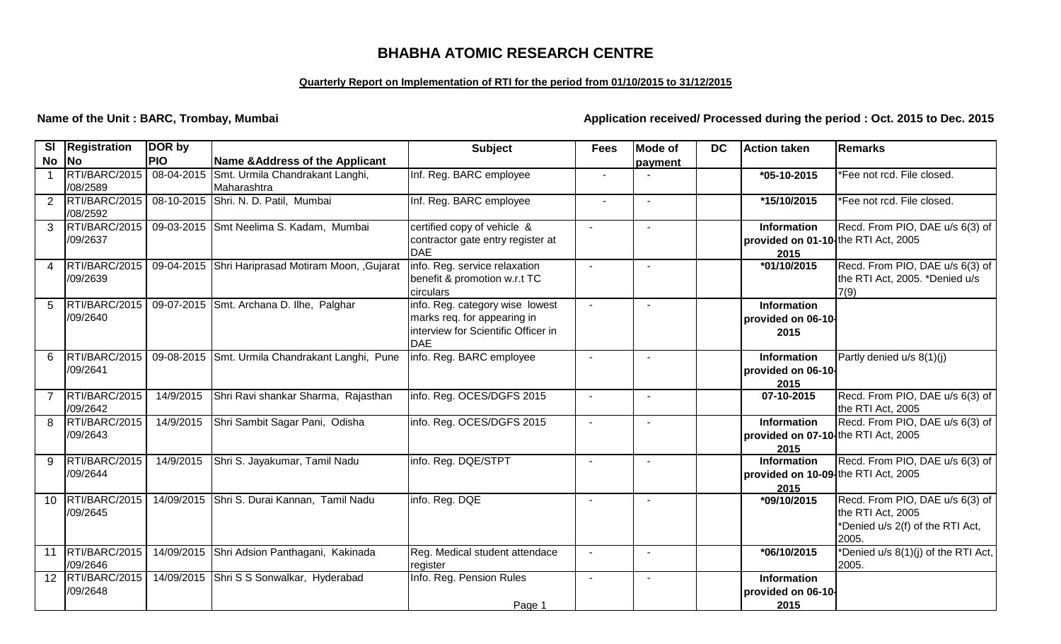# BHABHA ATOMIC RESEARCH CENTRE

**Quarterly Report on Implementation of RTI for the period from 01/10/2015 to 31/12/2015**

**Name of the Unit : BARC, Trombay, Mumbai**

**Application received/ Processed during the period : Oct. 2015 to Dec. 2015**

| Sl No | Registration No | DOR by PIO | Name &Address of the Applicant | Subject | Fees | Mode of payment | DC | Action taken | Remarks |
|---|---|---|---|---|---|---|---|---|---|
| 1 | RTI/BARC/2015/08/2589 | 08-04-2015 | Smt. Urmila Chandrakant Langhi, Maharashtra | Inf. Reg. BARC employee | - | - | | *05-10-2015 | *Fee not rcd. File closed. |
| 2 | RTI/BARC/2015/08/2592 | 08-10-2015 | Shri. N. D. Patil, Mumbai | Inf. Reg. BARC employee | - | - | | *15/10/2015 | *Fee not rcd. File closed. |
| 3 | RTI/BARC/2015/09/2637 | 09-03-2015 | Smt Neelima S. Kadam, Mumbai | certified copy of vehicle & contractor gate entry register at DAE | - | - | | Information provided on 01-10-2015 | Recd. From PIO, DAE u/s 6(3) of the RTI Act, 2005 |
| 4 | RTI/BARC/2015/09/2639 | 09-04-2015 | Shri Hariprasad Motiram Moon, ,Gujarat | info. Reg. service relaxation benefit & promotion w.r.t TC circulars | - | - | | *01/10/2015 | Recd. From PIO, DAE u/s 6(3) of the RTI Act, 2005. *Denied u/s 7(9) |
| 5 | RTI/BARC/2015/09/2640 | 09-07-2015 | Smt. Archana D. Ilhe, Palghar | info. Reg. category wise lowest marks req. for appearing in interview for Scientific Officer in DAE | - | - | | Information provided on 06-10-2015 | |
| 6 | RTI/BARC/2015/09/2641 | 09-08-2015 | Smt. Urmila Chandrakant Langhi, Pune | info. Reg. BARC employee | - | - | | Information provided on 06-10-2015 | Partly denied u/s 8(1)(j) |
| 7 | RTI/BARC/2015/09/2642 | 14/9/2015 | Shri Ravi shankar Sharma, Rajasthan | info. Reg. OCES/DGFS 2015 | - | - | | 07-10-2015 | Recd. From PIO, DAE u/s 6(3) of the RTI Act, 2005 |
| 8 | RTI/BARC/2015/09/2643 | 14/9/2015 | Shri Sambit Sagar Pani, Odisha | info. Reg. OCES/DGFS 2015 | - | - | | Information provided on 07-10-2015 | Recd. From PIO, DAE u/s 6(3) of the RTI Act, 2005 |
| 9 | RTI/BARC/2015/09/2644 | 14/9/2015 | Shri S. Jayakumar, Tamil Nadu | info. Reg. DQE/STPT | - | - | | Information provided on 10-09-2015 | Recd. From PIO, DAE u/s 6(3) of the RTI Act, 2005 |
| 10 | RTI/BARC/2015/09/2645 | 14/09/2015 | Shri S. Durai Kannan, Tamil Nadu | info. Reg. DQE | - | - | | *09/10/2015 | Recd. From PIO, DAE u/s 6(3) of the RTI Act, 2005 *Denied u/s 2(f) of the RTI Act, 2005. |
| 11 | RTI/BARC/2015/09/2646 | 14/09/2015 | Shri Adsion Panthagani, Kakinada | Reg. Medical student attendace register | - | - | | *06/10/2015 | *Denied u/s 8(1)(j) of the RTI Act, 2005. |
| 12 | RTI/BARC/2015/09/2648 | 14/09/2015 | Shri S S Sonwalkar, Hyderabad | Info. Reg. Pension Rules | - | - | | Information provided on 06-10-2015 | |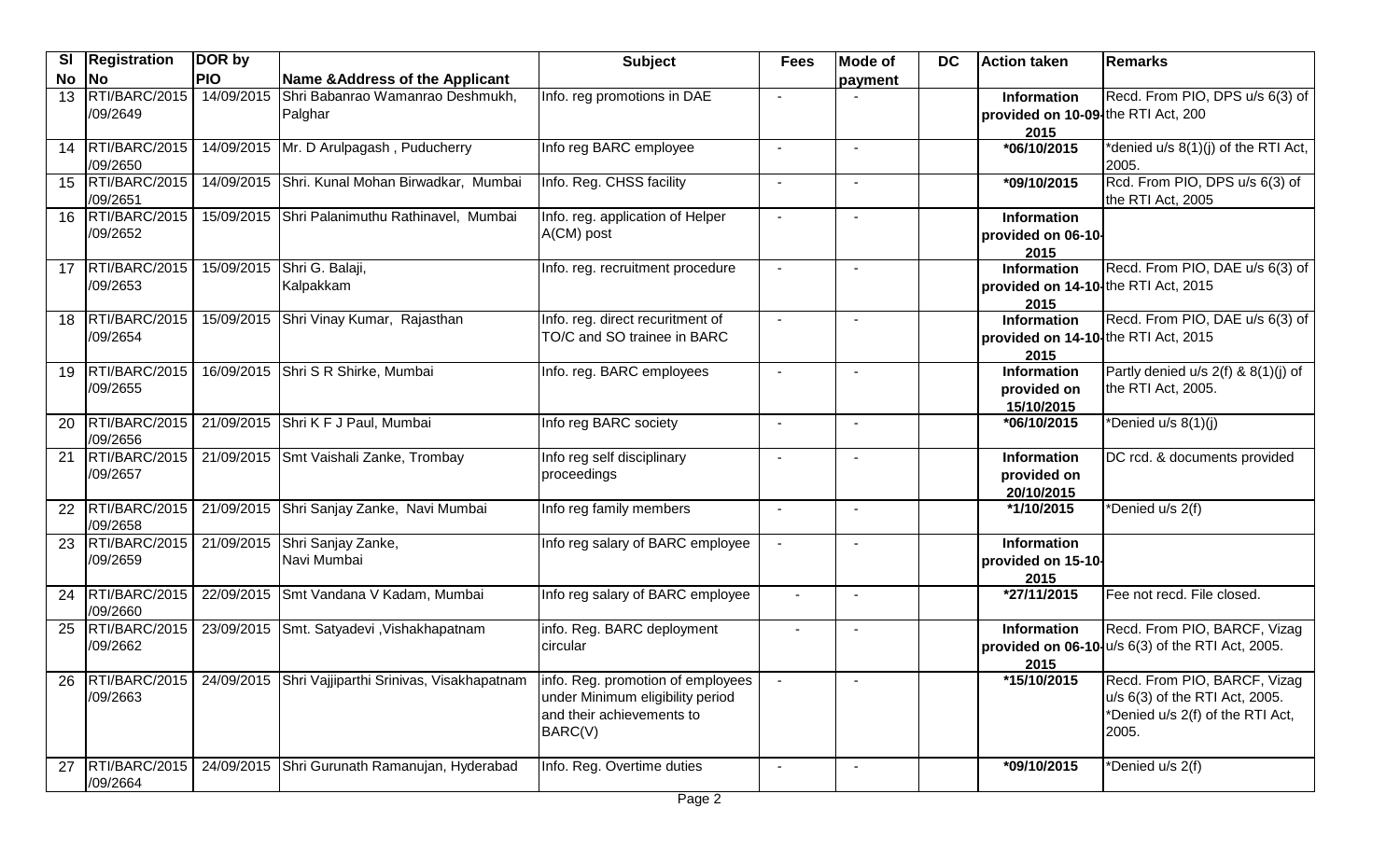| Sl No | Registration No | DOR by PIO | Name &Address of the Applicant | Subject | Fees | Mode of payment | DC | Action taken | Remarks |
|---|---|---|---|---|---|---|---|---|---|
| 13 | RTI/BARC/2015 /09/2649 | 14/09/2015 | Shri Babanrao Wamanrao Deshmukh, Palghar | Info. reg promotions in DAE | - | - | | **Information provided on 10-09-2015** | Recd. From PIO, DPS u/s 6(3) of the RTI Act, 200 |
| 14 | RTI/BARC/2015 /09/2650 | 14/09/2015 | Mr. D Arulpagash , Puducherry | Info reg BARC employee | - | - | | **\*06/10/2015** | \*denied u/s 8(1)(j) of the RTI Act, 2005. |
| 15 | RTI/BARC/2015 /09/2651 | 14/09/2015 | Shri. Kunal Mohan Birwadkar, Mumbai | Info. Reg. CHSS facility | - | - | | **\*09/10/2015** | Rcd. From PIO, DPS u/s 6(3) of the RTI Act, 2005 |
| 16 | RTI/BARC/2015 /09/2652 | 15/09/2015 | Shri Palanimuthu Rathinavel, Mumbai | Info. reg. application of Helper A(CM) post | - | - | | **Information provided on 06-10-2015** | |
| 17 | RTI/BARC/2015 /09/2653 | 15/09/2015 | Shri G. Balaji, Kalpakkam | Info. reg. recruitment procedure | - | - | | **Information provided on 14-10-2015** | Recd. From PIO, DAE u/s 6(3) of the RTI Act, 2015 |
| 18 | RTI/BARC/2015 /09/2654 | 15/09/2015 | Shri Vinay Kumar, Rajasthan | Info. reg. direct recuritment of TO/C and SO trainee in BARC | - | - | | **Information provided on 14-10-2015** | Recd. From PIO, DAE u/s 6(3) of the RTI Act, 2015 |
| 19 | RTI/BARC/2015 /09/2655 | 16/09/2015 | Shri S R Shirke, Mumbai | Info. reg. BARC employees | - | - | | **Information provided on 15/10/2015** | Partly denied u/s 2(f) & 8(1)(j) of the RTI Act, 2005. |
| 20 | RTI/BARC/2015 /09/2656 | 21/09/2015 | Shri K F J Paul, Mumbai | Info reg BARC society | - | - | | **\*06/10/2015** | \*Denied u/s 8(1)(j) |
| 21 | RTI/BARC/2015 /09/2657 | 21/09/2015 | Smt Vaishali Zanke, Trombay | Info reg self disciplinary proceedings | - | - | | **Information provided on 20/10/2015** | DC rcd. & documents provided |
| 22 | RTI/BARC/2015 /09/2658 | 21/09/2015 | Shri Sanjay Zanke, Navi Mumbai | Info reg family members | - | - | | **\*1/10/2015** | \*Denied u/s 2(f) |
| 23 | RTI/BARC/2015 /09/2659 | 21/09/2015 | Shri Sanjay Zanke, Navi Mumbai | Info reg salary of BARC employee | - | - | | **Information provided on 15-10-2015** | |
| 24 | RTI/BARC/2015 /09/2660 | 22/09/2015 | Smt Vandana V Kadam, Mumbai | Info reg salary of BARC employee | - | - | | **\*27/11/2015** | Fee not recd. File closed. |
| 25 | RTI/BARC/2015 /09/2662 | 23/09/2015 | Smt. Satyadevi ,Vishakhapatnam | info. Reg. BARC deployment circular | - | - | | **Information provided on 06-10-2015** | Recd. From PIO, BARCF, Vizag u/s 6(3) of the RTI Act, 2005. |
| 26 | RTI/BARC/2015 /09/2663 | 24/09/2015 | Shri Vajjiparthi Srinivas, Visakhapatnam | info. Reg. promotion of employees under Minimum eligibility period and their achievements to BARC(V) | - | - | | **\*15/10/2015** | Recd. From PIO, BARCF, Vizag u/s 6(3) of the RTI Act, 2005. \*Denied u/s 2(f) of the RTI Act, 2005. |
| 27 | RTI/BARC/2015 /09/2664 | 24/09/2015 | Shri Gurunath Ramanujan, Hyderabad | Info. Reg. Overtime duties | - | - | | **\*09/10/2015** | \*Denied u/s 2(f) |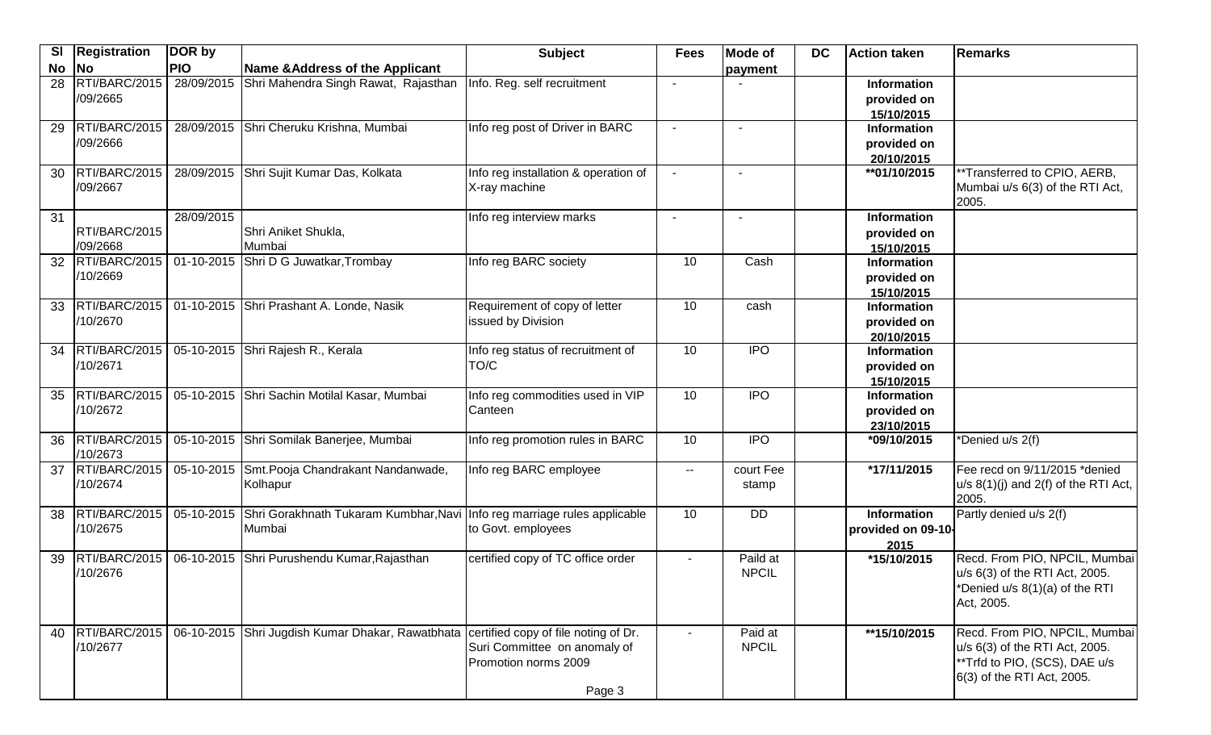| Sl No | Registration No | DOR by PIO | Name &Address of the Applicant | Subject | Fees | Mode of payment | DC | Action taken | Remarks |
|---|---|---|---|---|---|---|---|---|---|
| 28 | RTI/BARC/2015 /09/2665 | 28/09/2015 | Shri Mahendra Singh Rawat, Rajasthan | Info. Reg. self recruitment | - | - | | **Information provided on 15/10/2015** | |
| 29 | RTI/BARC/2015 /09/2666 | 28/09/2015 | Shri Cheruku Krishna, Mumbai | Info reg post of Driver in BARC | - | - | | **Information provided on 20/10/2015** | |
| 30 | RTI/BARC/2015 /09/2667 | 28/09/2015 | Shri Sujit Kumar Das, Kolkata | Info reg installation & operation of X-ray machine | - | - | | **\*\*01/10/2015** | \*\*Transferred to CPIO, AERB, Mumbai u/s 6(3) of the RTI Act, 2005. |
| 31 | RTI/BARC/2015 /09/2668 | 28/09/2015 | Shri Aniket Shukla, Mumbai | Info reg interview marks | - | - | | **Information provided on 15/10/2015** | |
| 32 | RTI/BARC/2015 /10/2669 | 01-10-2015 | Shri D G Juwatkar,Trombay | Info reg BARC society | 10 | Cash | | **Information provided on 15/10/2015** | |
| 33 | RTI/BARC/2015 /10/2670 | 01-10-2015 | Shri Prashant A. Londe, Nasik | Requirement of copy of letter issued by Division | 10 | cash | | **Information provided on 20/10/2015** | |
| 34 | RTI/BARC/2015 /10/2671 | 05-10-2015 | Shri Rajesh R., Kerala | Info reg status of recruitment of TO/C | 10 | IPO | | **Information provided on 15/10/2015** | |
| 35 | RTI/BARC/2015 /10/2672 | 05-10-2015 | Shri Sachin Motilal Kasar, Mumbai | Info reg commodities used in VIP Canteen | 10 | IPO | | **Information provided on 23/10/2015** | |
| 36 | RTI/BARC/2015 /10/2673 | 05-10-2015 | Shri Somilak Banerjee, Mumbai | Info reg promotion rules in BARC | 10 | IPO | | **\*09/10/2015** | \*Denied u/s 2(f) |
| 37 | RTI/BARC/2015 /10/2674 | 05-10-2015 | Smt.Pooja Chandrakant Nandanwade, Kolhapur | Info reg BARC employee | -- | court Fee stamp | | **\*17/11/2015** | Fee recd on 9/11/2015 \*denied u/s 8(1)(j) and 2(f) of the RTI Act, 2005. |
| 38 | RTI/BARC/2015 /10/2675 | 05-10-2015 | Shri Gorakhnath Tukaram Kumbhar,Navi Mumbai | Info reg marriage rules applicable to Govt. employees | 10 | DD | | **Information provided on 09-10-2015** | Partly denied u/s 2(f) |
| 39 | RTI/BARC/2015 /10/2676 | 06-10-2015 | Shri Purushendu Kumar,Rajasthan | certified copy of TC office order | - | Paild at NPCIL | | **\*15/10/2015** | Recd. From PIO, NPCIL, Mumbai u/s 6(3) of the RTI Act, 2005. \*Denied u/s 8(1)(a) of the RTI Act, 2005. |
| 40 | RTI/BARC/2015 /10/2677 | 06-10-2015 | Shri Jugdish Kumar Dhakar, Rawatbhata | certified copy of file noting of Dr. Suri Committee on anomaly of Promotion norms 2009 | - | Paid at NPCIL | | **\*\*15/10/2015** | Recd. From PIO, NPCIL, Mumbai u/s 6(3) of the RTI Act, 2005. \*\*Trfd to PIO, (SCS), DAE u/s 6(3) of the RTI Act, 2005. |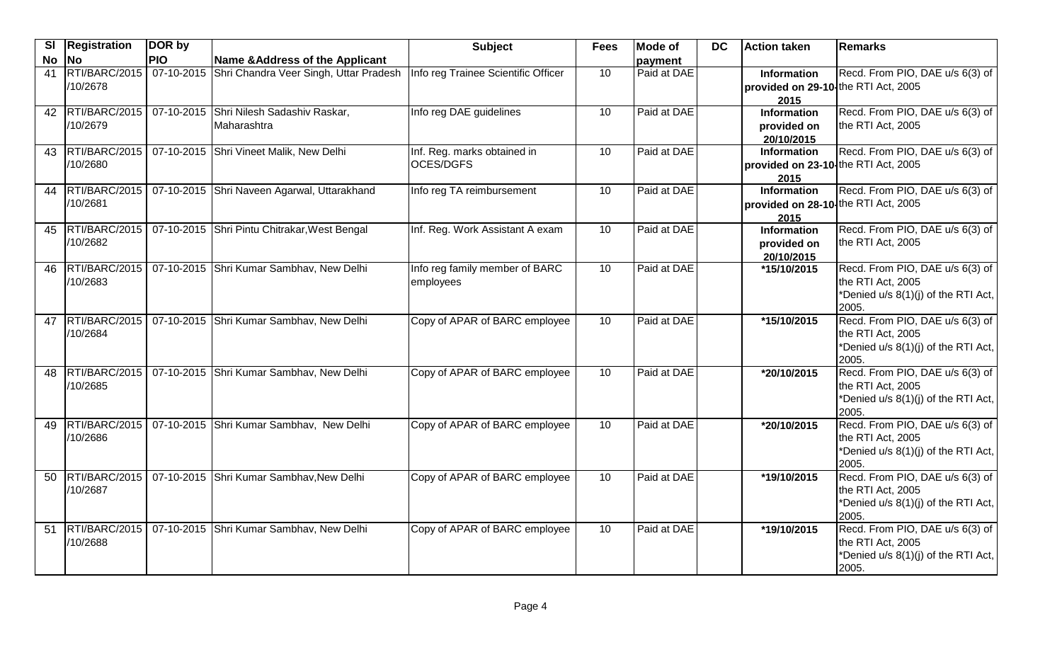| Sl No | Registration No | DOR by PIO | Name &Address of the Applicant | Subject | Fees | Mode of payment | DC | Action taken | Remarks |
|---|---|---|---|---|---|---|---|---|---|
| 41 | RTI/BARC/2015 /10/2678 | 07-10-2015 | Shri Chandra Veer Singh, Uttar Pradesh | Info reg Trainee Scientific Officer | 10 | Paid at DAE | | **Information provided on 29-10-2015** | Recd. From PIO, DAE u/s 6(3) of the RTI Act, 2005 |
| 42 | RTI/BARC/2015 /10/2679 | 07-10-2015 | Shri Nilesh Sadashiv Raskar, Maharashtra | Info reg DAE guidelines | 10 | Paid at DAE | | **Information provided on 20/10/2015** | Recd. From PIO, DAE u/s 6(3) of the RTI Act, 2005 |
| 43 | RTI/BARC/2015 /10/2680 | 07-10-2015 | Shri Vineet Malik, New Delhi | Inf. Reg. marks obtained in OCES/DGFS | 10 | Paid at DAE | | **Information provided on 23-10-2015** | Recd. From PIO, DAE u/s 6(3) of the RTI Act, 2005 |
| 44 | RTI/BARC/2015 /10/2681 | 07-10-2015 | Shri Naveen Agarwal, Uttarakhand | Info reg TA reimbursement | 10 | Paid at DAE | | **Information provided on 28-10-2015** | Recd. From PIO, DAE u/s 6(3) of the RTI Act, 2005 |
| 45 | RTI/BARC/2015 /10/2682 | 07-10-2015 | Shri Pintu Chitrakar,West Bengal | Inf. Reg. Work Assistant A exam | 10 | Paid at DAE | | **Information provided on 20/10/2015** | Recd. From PIO, DAE u/s 6(3) of the RTI Act, 2005 |
| 46 | RTI/BARC/2015 /10/2683 | 07-10-2015 | Shri Kumar Sambhav, New Delhi | Info reg family member of BARC employees | 10 | Paid at DAE | | **\*15/10/2015** | Recd. From PIO, DAE u/s 6(3) of the RTI Act, 2005 *Denied u/s 8(1)(j) of the RTI Act, 2005. |
| 47 | RTI/BARC/2015 /10/2684 | 07-10-2015 | Shri Kumar Sambhav, New Delhi | Copy of APAR of BARC employee | 10 | Paid at DAE | | **\*15/10/2015** | Recd. From PIO, DAE u/s 6(3) of the RTI Act, 2005 *Denied u/s 8(1)(j) of the RTI Act, 2005. |
| 48 | RTI/BARC/2015 /10/2685 | 07-10-2015 | Shri Kumar Sambhav, New Delhi | Copy of APAR of BARC employee | 10 | Paid at DAE | | **\*20/10/2015** | Recd. From PIO, DAE u/s 6(3) of the RTI Act, 2005 *Denied u/s 8(1)(j) of the RTI Act, 2005. |
| 49 | RTI/BARC/2015 /10/2686 | 07-10-2015 | Shri Kumar Sambhav, New Delhi | Copy of APAR of BARC employee | 10 | Paid at DAE | | **\*20/10/2015** | Recd. From PIO, DAE u/s 6(3) of the RTI Act, 2005 *Denied u/s 8(1)(j) of the RTI Act, 2005. |
| 50 | RTI/BARC/2015 /10/2687 | 07-10-2015 | Shri Kumar Sambhav,New Delhi | Copy of APAR of BARC employee | 10 | Paid at DAE | | **\*19/10/2015** | Recd. From PIO, DAE u/s 6(3) of the RTI Act, 2005 *Denied u/s 8(1)(j) of the RTI Act, 2005. |
| 51 | RTI/BARC/2015 /10/2688 | 07-10-2015 | Shri Kumar Sambhav, New Delhi | Copy of APAR of BARC employee | 10 | Paid at DAE | | **\*19/10/2015** | Recd. From PIO, DAE u/s 6(3) of the RTI Act, 2005 *Denied u/s 8(1)(j) of the RTI Act, 2005. |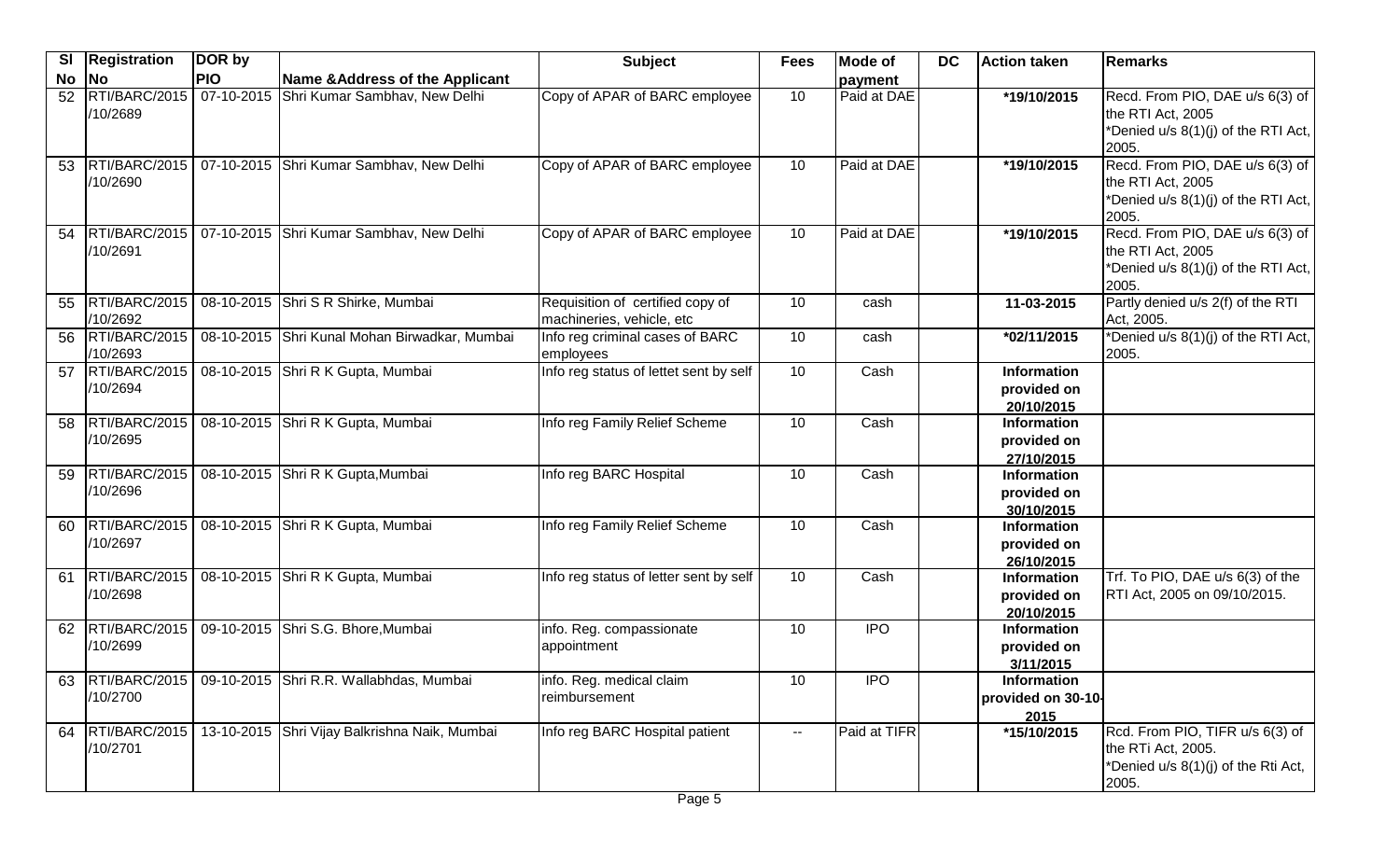| Sl No | Registration No | DOR by PIO | Name &Address of the Applicant | Subject | Fees | Mode of payment | DC | Action taken | Remarks |
|---|---|---|---|---|---|---|---|---|---|
| 52 | RTI/BARC/2015 /10/2689 | 07-10-2015 | Shri Kumar Sambhav, New Delhi | Copy of APAR of BARC employee | 10 | Paid at DAE | | *19/10/2015 | Recd. From PIO, DAE u/s 6(3) of the RTI Act, 2005 *Denied u/s 8(1)(j) of the RTI Act, 2005. |
| 53 | RTI/BARC/2015 /10/2690 | 07-10-2015 | Shri Kumar Sambhav, New Delhi | Copy of APAR of BARC employee | 10 | Paid at DAE | | *19/10/2015 | Recd. From PIO, DAE u/s 6(3) of the RTI Act, 2005 *Denied u/s 8(1)(j) of the RTI Act, 2005. |
| 54 | RTI/BARC/2015 /10/2691 | 07-10-2015 | Shri Kumar Sambhav, New Delhi | Copy of APAR of BARC employee | 10 | Paid at DAE | | *19/10/2015 | Recd. From PIO, DAE u/s 6(3) of the RTI Act, 2005 *Denied u/s 8(1)(j) of the RTI Act, 2005. |
| 55 | RTI/BARC/2015 /10/2692 | 08-10-2015 | Shri S R Shirke, Mumbai | Requisition of certified copy of machineries, vehicle, etc | 10 | cash | | 11-03-2015 | Partly denied u/s 2(f) of the RTI Act, 2005. |
| 56 | RTI/BARC/2015 /10/2693 | 08-10-2015 | Shri Kunal Mohan Birwadkar, Mumbai | Info reg criminal cases of BARC employees | 10 | cash | | *02/11/2015 | *Denied u/s 8(1)(j) of the RTI Act, 2005. |
| 57 | RTI/BARC/2015 /10/2694 | 08-10-2015 | Shri R K Gupta, Mumbai | Info reg status of lettet sent by self | 10 | Cash | | Information provided on 20/10/2015 | |
| 58 | RTI/BARC/2015 /10/2695 | 08-10-2015 | Shri R K Gupta, Mumbai | Info reg Family Relief Scheme | 10 | Cash | | Information provided on 27/10/2015 | |
| 59 | RTI/BARC/2015 /10/2696 | 08-10-2015 | Shri R K Gupta,Mumbai | Info reg BARC Hospital | 10 | Cash | | Information provided on 30/10/2015 | |
| 60 | RTI/BARC/2015 /10/2697 | 08-10-2015 | Shri R K Gupta, Mumbai | Info reg Family Relief Scheme | 10 | Cash | | Information provided on 26/10/2015 | |
| 61 | RTI/BARC/2015 /10/2698 | 08-10-2015 | Shri R K Gupta, Mumbai | Info reg status of letter sent by self | 10 | Cash | | Information provided on 20/10/2015 | Trf. To PIO, DAE u/s 6(3) of the RTI Act, 2005 on 09/10/2015. |
| 62 | RTI/BARC/2015 /10/2699 | 09-10-2015 | Shri S.G. Bhore,Mumbai | info. Reg. compassionate appointment | 10 | IPO | | Information provided on 3/11/2015 | |
| 63 | RTI/BARC/2015 /10/2700 | 09-10-2015 | Shri R.R. Wallabhdas, Mumbai | info. Reg. medical claim reimbursement | 10 | IPO | | Information provided on 30-10-2015 | |
| 64 | RTI/BARC/2015 /10/2701 | 13-10-2015 | Shri Vijay Balkrishna Naik, Mumbai | Info reg BARC Hospital patient | -- | Paid at TIFR | | *15/10/2015 | Rcd. From PIO, TIFR u/s 6(3) of the RTi Act, 2005. *Denied u/s 8(1)(j) of the Rti Act, 2005. |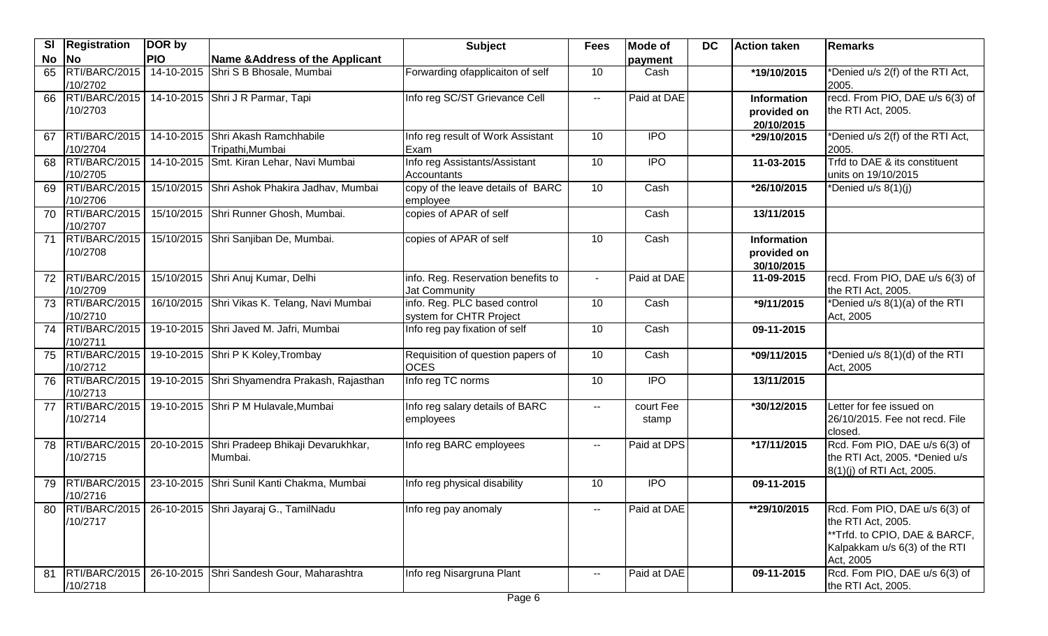| Sl No | Registration No | DOR by PIO | Name &Address of the Applicant | Subject | Fees | Mode of payment | DC | Action taken | Remarks |
|---|---|---|---|---|---|---|---|---|---|
| 65 | RTI/BARC/2015 /10/2702 | 14-10-2015 | Shri S B Bhosale, Mumbai | Forwarding ofapplicaiton of self | 10 | Cash | | *19/10/2015 | *Denied u/s 2(f) of the RTI Act, 2005. |
| 66 | RTI/BARC/2015 /10/2703 | 14-10-2015 | Shri J R Parmar, Tapi | Info reg SC/ST Grievance Cell | -- | Paid at DAE | | Information provided on 20/10/2015 | recd. From PIO, DAE u/s 6(3) of the RTI Act, 2005. |
| 67 | RTI/BARC/2015 /10/2704 | 14-10-2015 | Shri Akash Ramchhabile Tripathi,Mumbai | Info reg result of Work Assistant Exam | 10 | IPO | | *29/10/2015 | *Denied u/s 2(f) of the RTI Act, 2005. |
| 68 | RTI/BARC/2015 /10/2705 | 14-10-2015 | Smt. Kiran Lehar, Navi Mumbai | Info reg Assistants/Assistant Accountants | 10 | IPO | | 11-03-2015 | Trfd to DAE & its constituent units on 19/10/2015 |
| 69 | RTI/BARC/2015 /10/2706 | 15/10/2015 | Shri Ashok Phakira Jadhav, Mumbai | copy of the leave details of BARC employee | 10 | Cash | | *26/10/2015 | *Denied u/s 8(1)(j) |
| 70 | RTI/BARC/2015 /10/2707 | 15/10/2015 | Shri Runner Ghosh, Mumbai. | copies of APAR of self | | Cash | | 13/11/2015 | |
| 71 | RTI/BARC/2015 /10/2708 | 15/10/2015 | Shri Sanjiban De, Mumbai. | copies of APAR of self | 10 | Cash | | Information provided on 30/10/2015 | |
| 72 | RTI/BARC/2015 /10/2709 | 15/10/2015 | Shri Anuj Kumar, Delhi | info. Reg. Reservation benefits to Jat Community | - | Paid at DAE | | 11-09-2015 | recd. From PIO, DAE u/s 6(3) of the RTI Act, 2005. |
| 73 | RTI/BARC/2015 /10/2710 | 16/10/2015 | Shri Vikas K. Telang, Navi Mumbai | info. Reg. PLC based control system for CHTR Project | 10 | Cash | | *9/11/2015 | *Denied u/s 8(1)(a) of the RTI Act, 2005 |
| 74 | RTI/BARC/2015 /10/2711 | 19-10-2015 | Shri Javed M. Jafri, Mumbai | Info reg pay fixation of self | 10 | Cash | | 09-11-2015 | |
| 75 | RTI/BARC/2015 /10/2712 | 19-10-2015 | Shri P K Koley,Trombay | Requisition of question papers of OCES | 10 | Cash | | *09/11/2015 | *Denied u/s 8(1)(d) of the RTI Act, 2005 |
| 76 | RTI/BARC/2015 /10/2713 | 19-10-2015 | Shri Shyamendra Prakash, Rajasthan | Info reg TC norms | 10 | IPO | | 13/11/2015 | |
| 77 | RTI/BARC/2015 /10/2714 | 19-10-2015 | Shri P M Hulavale,Mumbai | Info reg salary details of BARC employees | -- | court Fee stamp | | *30/12/2015 | Letter for fee issued on 26/10/2015. Fee not recd. File closed. |
| 78 | RTI/BARC/2015 /10/2715 | 20-10-2015 | Shri Pradeep Bhikaji Devarukhkar, Mumbai. | Info reg BARC employees | -- | Paid at DPS | | *17/11/2015 | Rcd. Fom PIO, DAE u/s 6(3) of the RTI Act, 2005. *Denied u/s 8(1)(j) of RTI Act, 2005. |
| 79 | RTI/BARC/2015 /10/2716 | 23-10-2015 | Shri Sunil Kanti Chakma, Mumbai | Info reg physical disability | 10 | IPO | | 09-11-2015 | |
| 80 | RTI/BARC/2015 /10/2717 | 26-10-2015 | Shri Jayaraj G., TamilNadu | Info reg pay anomaly | -- | Paid at DAE | | **29/10/2015 | Rcd. Fom PIO, DAE u/s 6(3) of the RTI Act, 2005. **Trfd. to CPIO, DAE & BARCF, Kalpakkam u/s 6(3) of the RTI Act, 2005 |
| 81 | RTI/BARC/2015 /10/2718 | 26-10-2015 | Shri Sandesh Gour, Maharashtra | Info reg Nisargruna Plant | -- | Paid at DAE | | 09-11-2015 | Rcd. Fom PIO, DAE u/s 6(3) of the RTI Act, 2005. |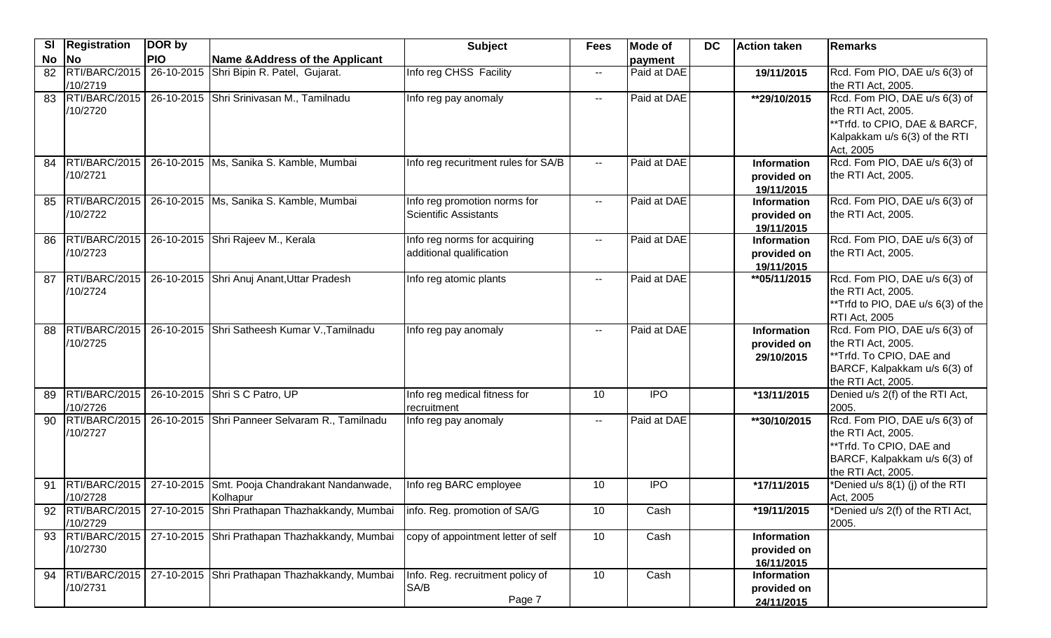| Sl No | Registration No | DOR by PIO | Name &Address of the Applicant | Subject | Fees | Mode of payment | DC | Action taken | Remarks |
|---|---|---|---|---|---|---|---|---|---|
| 82 | RTI/BARC/2015 /10/2719 | 26-10-2015 | Shri Bipin R. Patel, Gujarat. | Info reg CHSS Facility | -- | Paid at DAE | | 19/11/2015 | Rcd. Fom PIO, DAE u/s 6(3) of the RTI Act, 2005. |
| 83 | RTI/BARC/2015 /10/2720 | 26-10-2015 | Shri Srinivasan M., Tamilnadu | Info reg pay anomaly | -- | Paid at DAE | | **29/10/2015 | Rcd. Fom PIO, DAE u/s 6(3) of the RTI Act, 2005. **Trfd. to CPIO, DAE & BARCF, Kalpakkam u/s 6(3) of the RTI Act, 2005 |
| 84 | RTI/BARC/2015 /10/2721 | 26-10-2015 | Ms, Sanika S. Kamble, Mumbai | Info reg recuritment rules for SA/B | -- | Paid at DAE | | Information provided on 19/11/2015 | Rcd. Fom PIO, DAE u/s 6(3) of the RTI Act, 2005. |
| 85 | RTI/BARC/2015 /10/2722 | 26-10-2015 | Ms, Sanika S. Kamble, Mumbai | Info reg promotion norms for Scientific Assistants | -- | Paid at DAE | | Information provided on 19/11/2015 | Rcd. Fom PIO, DAE u/s 6(3) of the RTI Act, 2005. |
| 86 | RTI/BARC/2015 /10/2723 | 26-10-2015 | Shri Rajeev M., Kerala | Info reg norms for acquiring additional qualification | -- | Paid at DAE | | Information provided on 19/11/2015 | Rcd. Fom PIO, DAE u/s 6(3) of the RTI Act, 2005. |
| 87 | RTI/BARC/2015 /10/2724 | 26-10-2015 | Shri Anuj Anant,Uttar Pradesh | Info reg atomic plants | -- | Paid at DAE | | **05/11/2015 | Rcd. Fom PIO, DAE u/s 6(3) of the RTI Act, 2005. **Trfd to PIO, DAE u/s 6(3) of the RTI Act, 2005 |
| 88 | RTI/BARC/2015 /10/2725 | 26-10-2015 | Shri Satheesh Kumar V.,Tamilnadu | Info reg pay anomaly | -- | Paid at DAE | | Information provided on 29/10/2015 | Rcd. Fom PIO, DAE u/s 6(3) of the RTI Act, 2005. **Trfd. To CPIO, DAE and BARCF, Kalpakkam u/s 6(3) of the RTI Act, 2005. |
| 89 | RTI/BARC/2015 /10/2726 | 26-10-2015 | Shri S C Patro, UP | Info reg medical fitness for recruitment | 10 | IPO | | *13/11/2015 | Denied u/s 2(f) of the RTI Act, 2005. |
| 90 | RTI/BARC/2015 /10/2727 | 26-10-2015 | Shri Panneer Selvaram R., Tamilnadu | Info reg pay anomaly | -- | Paid at DAE | | **30/10/2015 | Rcd. Fom PIO, DAE u/s 6(3) of the RTI Act, 2005. **Trfd. To CPIO, DAE and BARCF, Kalpakkam u/s 6(3) of the RTI Act, 2005. |
| 91 | RTI/BARC/2015 /10/2728 | 27-10-2015 | Smt. Pooja Chandrakant Nandanwade, Kolhapur | Info reg BARC employee | 10 | IPO | | *17/11/2015 | *Denied u/s 8(1) (j) of the RTI Act, 2005 |
| 92 | RTI/BARC/2015 /10/2729 | 27-10-2015 | Shri Prathapan Thazhakkandy, Mumbai | info. Reg. promotion of SA/G | 10 | Cash | | *19/11/2015 | *Denied u/s 2(f) of the RTI Act, 2005. |
| 93 | RTI/BARC/2015 /10/2730 | 27-10-2015 | Shri Prathapan Thazhakkandy, Mumbai | copy of appointment letter of self | 10 | Cash | | Information provided on 16/11/2015 | |
| 94 | RTI/BARC/2015 /10/2731 | 27-10-2015 | Shri Prathapan Thazhakkandy, Mumbai | Info. Reg. recruitment policy of SA/B | 10 | Cash | | Information provided on 24/11/2015 | |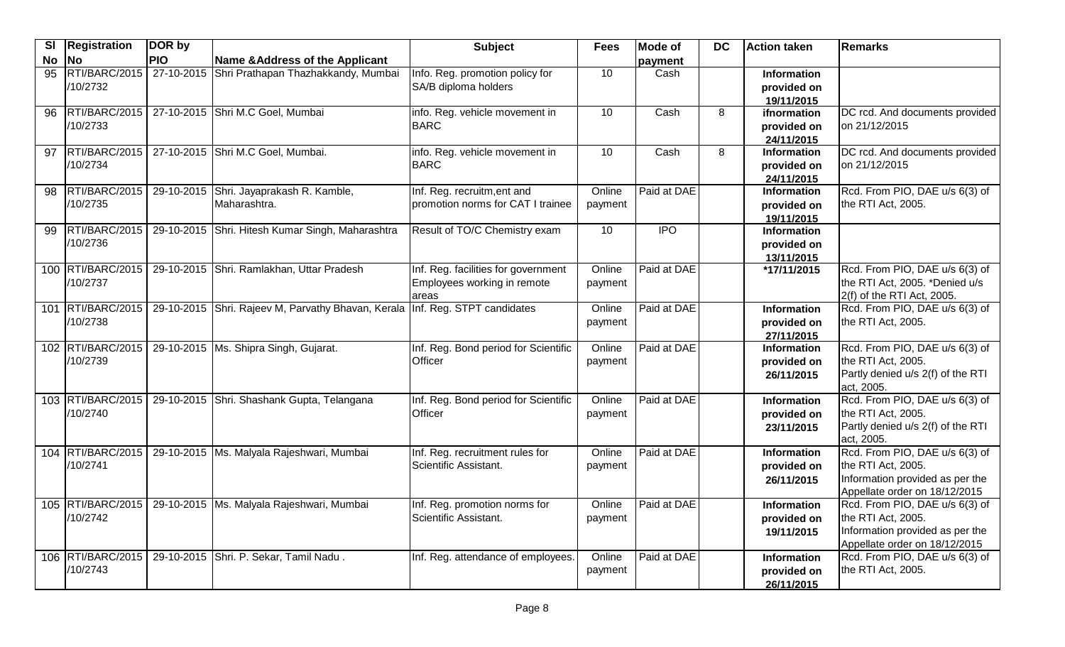| Sl No | Registration No | DOR by PIO | Name &Address of the Applicant | Subject | Fees | Mode of payment | DC | Action taken | Remarks |
|---|---|---|---|---|---|---|---|---|---|
| 95 | RTI/BARC/2015 /10/2732 | 27-10-2015 | Shri Prathapan Thazhakkandy, Mumbai | Info. Reg. promotion policy for SA/B diploma holders | 10 | Cash | | **Information provided on 19/11/2015** | |
| 96 | RTI/BARC/2015 /10/2733 | 27-10-2015 | Shri M.C Goel, Mumbai | info. Reg. vehicle movement in BARC | 10 | Cash | 8 | **ifnormation provided on 24/11/2015** | DC rcd. And documents provided on 21/12/2015 |
| 97 | RTI/BARC/2015 /10/2734 | 27-10-2015 | Shri M.C Goel, Mumbai. | info. Reg. vehicle movement in BARC | 10 | Cash | 8 | **Information provided on 24/11/2015** | DC rcd. And documents provided on 21/12/2015 |
| 98 | RTI/BARC/2015 /10/2735 | 29-10-2015 | Shri. Jayaprakash R. Kamble, Maharashtra. | Inf. Reg. recruitm,ent and promotion norms for CAT I trainee | Online payment | Paid at DAE | | **Information provided on 19/11/2015** | Rcd. From PIO, DAE u/s 6(3) of the RTI Act, 2005. |
| 99 | RTI/BARC/2015 /10/2736 | 29-10-2015 | Shri. Hitesh Kumar Singh, Maharashtra | Result of TO/C Chemistry exam | 10 | IPO | | **Information provided on 13/11/2015** | |
| 100 | RTI/BARC/2015 /10/2737 | 29-10-2015 | Shri. Ramlakhan, Uttar Pradesh | Inf. Reg. facilities for government Employees working in remote areas | Online payment | Paid at DAE | | **\*17/11/2015** | Rcd. From PIO, DAE u/s 6(3) of the RTI Act, 2005. \*Denied u/s 2(f) of the RTI Act, 2005. |
| 101 | RTI/BARC/2015 /10/2738 | 29-10-2015 | Shri. Rajeev M, Parvathy Bhavan, Kerala | Inf. Reg. STPT candidates | Online payment | Paid at DAE | | **Information provided on 27/11/2015** | Rcd. From PIO, DAE u/s 6(3) of the RTI Act, 2005. |
| 102 | RTI/BARC/2015 /10/2739 | 29-10-2015 | Ms. Shipra Singh, Gujarat. | Inf. Reg. Bond period for Scientific Officer | Online payment | Paid at DAE | | **Information provided on 26/11/2015** | Rcd. From PIO, DAE u/s 6(3) of the RTI Act, 2005. Partly denied u/s 2(f) of the RTI act, 2005. |
| 103 | RTI/BARC/2015 /10/2740 | 29-10-2015 | Shri. Shashank Gupta, Telangana | Inf. Reg. Bond period for Scientific Officer | Online payment | Paid at DAE | | **Information provided on 23/11/2015** | Rcd. From PIO, DAE u/s 6(3) of the RTI Act, 2005. Partly denied u/s 2(f) of the RTI act, 2005. |
| 104 | RTI/BARC/2015 /10/2741 | 29-10-2015 | Ms. Malyala Rajeshwari, Mumbai | Inf. Reg. recruitment rules for Scientific Assistant. | Online payment | Paid at DAE | | **Information provided on 26/11/2015** | Rcd. From PIO, DAE u/s 6(3) of the RTI Act, 2005. Information provided as per the Appellate order on 18/12/2015 |
| 105 | RTI/BARC/2015 /10/2742 | 29-10-2015 | Ms. Malyala Rajeshwari, Mumbai | Inf. Reg. promotion norms for Scientific Assistant. | Online payment | Paid at DAE | | **Information provided on 19/11/2015** | Rcd. From PIO, DAE u/s 6(3) of the RTI Act, 2005. Information provided as per the Appellate order on 18/12/2015 |
| 106 | RTI/BARC/2015 /10/2743 | 29-10-2015 | Shri. P. Sekar, Tamil Nadu . | Inf. Reg. attendance of employees. | Online payment | Paid at DAE | | **Information provided on 26/11/2015** | Rcd. From PIO, DAE u/s 6(3) of the RTI Act, 2005. |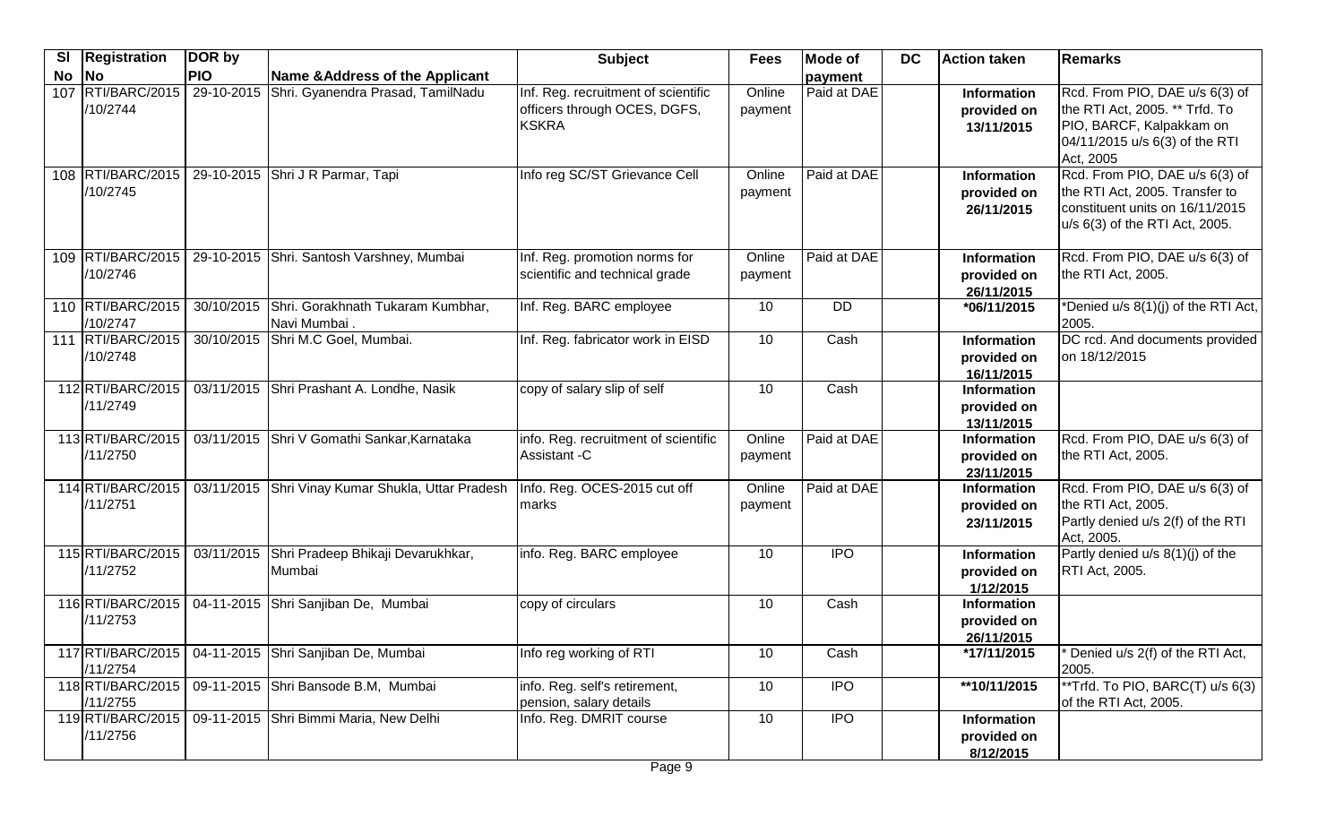| Sl No | Registration No | DOR by PIO | Name &Address of the Applicant | Subject | Fees | Mode of payment | DC | Action taken | Remarks |
|---|---|---|---|---|---|---|---|---|---|
| 107 | RTI/BARC/2015 /10/2744 | 29-10-2015 | Shri. Gyanendra Prasad, TamilNadu | Inf. Reg. recruitment of scientific officers through OCES, DGFS, KSKRA | Online payment | Paid at DAE | | **Information provided on 13/11/2015** | Rcd. From PIO, DAE u/s 6(3) of the RTI Act, 2005. ** Trfd. To PIO, BARCF, Kalpakkam on 04/11/2015 u/s 6(3) of the RTI Act, 2005 |
| 108 | RTI/BARC/2015 /10/2745 | 29-10-2015 | Shri J R Parmar, Tapi | Info reg SC/ST Grievance Cell | Online payment | Paid at DAE | | **Information provided on 26/11/2015** | Rcd. From PIO, DAE u/s 6(3) of the RTI Act, 2005. Transfer to constituent units on 16/11/2015 u/s 6(3) of the RTI Act, 2005. |
| 109 | RTI/BARC/2015 /10/2746 | 29-10-2015 | Shri. Santosh Varshney, Mumbai | Inf. Reg. promotion norms for scientific and technical grade | Online payment | Paid at DAE | | **Information provided on 26/11/2015** | Rcd. From PIO, DAE u/s 6(3) of the RTI Act, 2005. |
| 110 | RTI/BARC/2015 /10/2747 | 30/10/2015 | Shri. Gorakhnath Tukaram Kumbhar, Navi Mumbai . | Inf. Reg. BARC employee | 10 | DD | | **\*06/11/2015** | *Denied u/s 8(1)(j) of the RTI Act, 2005. |
| 111 | RTI/BARC/2015 /10/2748 | 30/10/2015 | Shri M.C Goel, Mumbai. | Inf. Reg. fabricator work in EISD | 10 | Cash | | **Information provided on 16/11/2015** | DC rcd. And documents provided on 18/12/2015 |
| 112 | RTI/BARC/2015 /11/2749 | 03/11/2015 | Shri Prashant A. Londhe, Nasik | copy of salary slip of self | 10 | Cash | | **Information provided on 13/11/2015** | |
| 113 | RTI/BARC/2015 /11/2750 | 03/11/2015 | Shri V Gomathi Sankar,Karnataka | info. Reg. recruitment of scientific Assistant -C | Online payment | Paid at DAE | | **Information provided on 23/11/2015** | Rcd. From PIO, DAE u/s 6(3) of the RTI Act, 2005. |
| 114 | RTI/BARC/2015 /11/2751 | 03/11/2015 | Shri Vinay Kumar Shukla, Uttar Pradesh | Info. Reg. OCES-2015 cut off marks | Online payment | Paid at DAE | | **Information provided on 23/11/2015** | Rcd. From PIO, DAE u/s 6(3) of the RTI Act, 2005. Partly denied u/s 2(f) of the RTI Act, 2005. |
| 115 | RTI/BARC/2015 /11/2752 | 03/11/2015 | Shri Pradeep Bhikaji Devarukhkar, Mumbai | info. Reg. BARC employee | 10 | IPO | | **Information provided on 1/12/2015** | Partly denied u/s 8(1)(j) of the RTI Act, 2005. |
| 116 | RTI/BARC/2015 /11/2753 | 04-11-2015 | Shri Sanjiban De, Mumbai | copy of circulars | 10 | Cash | | **Information provided on 26/11/2015** | |
| 117 | RTI/BARC/2015 /11/2754 | 04-11-2015 | Shri Sanjiban De, Mumbai | Info reg working of RTI | 10 | Cash | | **\*17/11/2015** | * Denied u/s 2(f) of the RTI Act, 2005. |
| 118 | RTI/BARC/2015 /11/2755 | 09-11-2015 | Shri Bansode B.M, Mumbai | info. Reg. self's retirement, pension, salary details | 10 | IPO | | **\*\*10/11/2015** | **Trfd. To PIO, BARC(T) u/s 6(3) of the RTI Act, 2005. |
| 119 | RTI/BARC/2015 /11/2756 | 09-11-2015 | Shri Bimmi Maria, New Delhi | Info. Reg. DMRIT course | 10 | IPO | | **Information provided on 8/12/2015** | |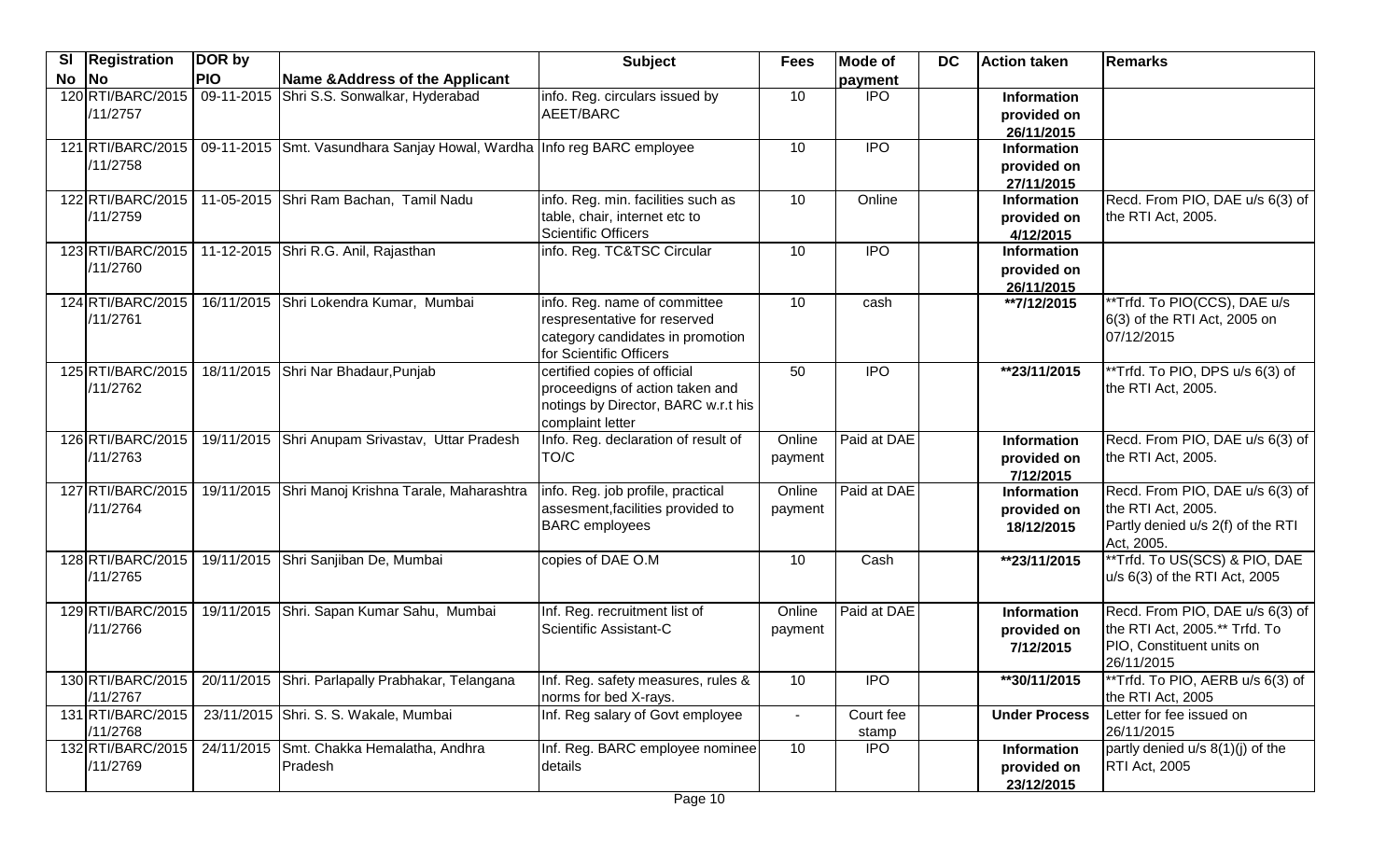| Sl No | Registration No | DOR by PIO | Name &Address of the Applicant | Subject | Fees | Mode of payment | DC | Action taken | Remarks |
|---|---|---|---|---|---|---|---|---|---|
| 120 | RTI/BARC/2015 /11/2757 | 09-11-2015 | Shri S.S. Sonwalkar, Hyderabad | info. Reg. circulars issued by AEET/BARC | 10 | IPO | | **Information provided on 26/11/2015** | |
| 121 | RTI/BARC/2015 /11/2758 | 09-11-2015 | Smt. Vasundhara Sanjay Howal, Wardha | Info reg BARC employee | 10 | IPO | | **Information provided on 27/11/2015** | |
| 122 | RTI/BARC/2015 /11/2759 | 11-05-2015 | Shri Ram Bachan, Tamil Nadu | info. Reg. min. facilities such as table, chair, internet etc to Scientific Officers | 10 | Online | | **Information provided on 4/12/2015** | Recd. From PIO, DAE u/s 6(3) of the RTI Act, 2005. |
| 123 | RTI/BARC/2015 /11/2760 | 11-12-2015 | Shri R.G. Anil, Rajasthan | info. Reg. TC&TSC Circular | 10 | IPO | | **Information provided on 26/11/2015** | |
| 124 | RTI/BARC/2015 /11/2761 | 16/11/2015 | Shri Lokendra Kumar, Mumbai | info. Reg. name of committee respresentative for reserved category candidates in promotion for Scientific Officers | 10 | cash | | **\*\*7/12/2015** | \*\*Trfd. To PIO(CCS), DAE u/s 6(3) of the RTI Act, 2005 on 07/12/2015 |
| 125 | RTI/BARC/2015 /11/2762 | 18/11/2015 | Shri Nar Bhadaur,Punjab | certified copies of official proceedigns of action taken and notings by Director, BARC w.r.t his complaint letter | 50 | IPO | | **\*\*23/11/2015** | \*\*Trfd. To PIO, DPS u/s 6(3) of the RTI Act, 2005. |
| 126 | RTI/BARC/2015 /11/2763 | 19/11/2015 | Shri Anupam Srivastav, Uttar Pradesh | Info. Reg. declaration of result of TO/C | Online payment | Paid at DAE | | **Information provided on 7/12/2015** | Recd. From PIO, DAE u/s 6(3) of the RTI Act, 2005. |
| 127 | RTI/BARC/2015 /11/2764 | 19/11/2015 | Shri Manoj Krishna Tarale, Maharashtra | info. Reg. job profile, practical assesment,facilities provided to BARC employees | Online payment | Paid at DAE | | **Information provided on 18/12/2015** | Recd. From PIO, DAE u/s 6(3) of the RTI Act, 2005. Partly denied u/s 2(f) of the RTI Act, 2005. |
| 128 | RTI/BARC/2015 /11/2765 | 19/11/2015 | Shri Sanjiban De, Mumbai | copies of DAE O.M | 10 | Cash | | **\*\*23/11/2015** | \*\*Trfd. To US(SCS) & PIO, DAE u/s 6(3) of the RTI Act, 2005 |
| 129 | RTI/BARC/2015 /11/2766 | 19/11/2015 | Shri. Sapan Kumar Sahu, Mumbai | Inf. Reg. recruitment list of Scientific Assistant-C | Online payment | Paid at DAE | | **Information provided on 7/12/2015** | Recd. From PIO, DAE u/s 6(3) of the RTI Act, 2005.\*\* Trfd. To PIO, Constituent units on 26/11/2015 |
| 130 | RTI/BARC/2015 /11/2767 | 20/11/2015 | Shri. Parlapally Prabhakar, Telangana | Inf. Reg. safety measures, rules & norms for bed X-rays. | 10 | IPO | | **\*\*30/11/2015** | \*\*Trfd. To PIO, AERB u/s 6(3) of the RTI Act, 2005 |
| 131 | RTI/BARC/2015 /11/2768 | 23/11/2015 | Shri. S. S. Wakale, Mumbai | Inf. Reg salary of Govt employee | - | Court fee stamp | | **Under Process** | Letter for fee issued on 26/11/2015 |
| 132 | RTI/BARC/2015 /11/2769 | 24/11/2015 | Smt. Chakka Hemalatha, Andhra Pradesh | Inf. Reg. BARC employee nominee details | 10 | IPO | | **Information provided on 23/12/2015** | partly denied u/s 8(1)(j) of the RTI Act, 2005 |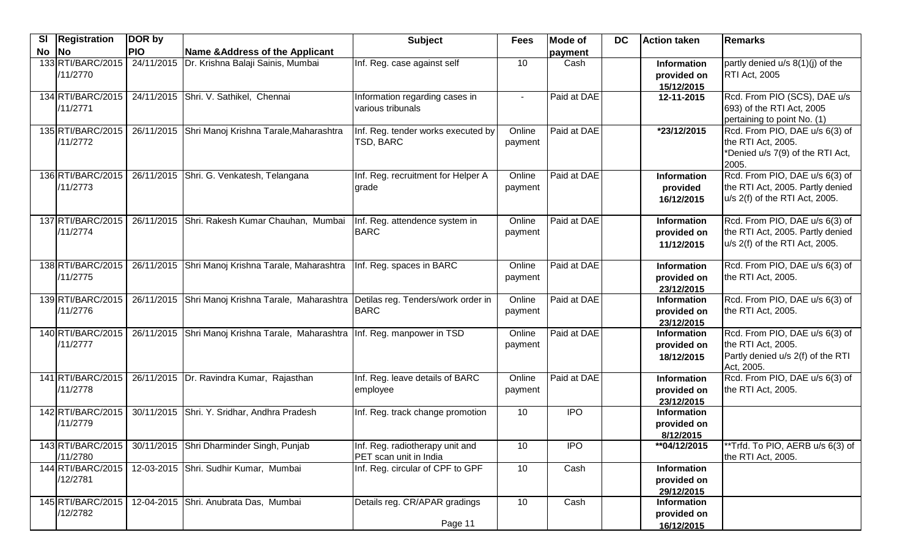| Sl No | Registration No | DOR by PIO | Name &Address of the Applicant | Subject | Fees | Mode of payment | DC | Action taken | Remarks |
|---|---|---|---|---|---|---|---|---|---|
| 133 | RTI/BARC/2015 /11/2770 | 24/11/2015 | Dr. Krishna Balaji Sainis, Mumbai | Inf. Reg. case against self | 10 | Cash | | Information provided on 15/12/2015 | partly denied u/s 8(1)(j) of the RTI Act, 2005 |
| 134 | RTI/BARC/2015 /11/2771 | 24/11/2015 | Shri. V. Sathikel, Chennai | Information regarding cases in various tribunals | - | Paid at DAE | | 12-11-2015 | Rcd. From PIO (SCS), DAE u/s 693) of the RTI Act, 2005 pertaining to point No. (1) |
| 135 | RTI/BARC/2015 /11/2772 | 26/11/2015 | Shri Manoj Krishna Tarale,Maharashtra | Inf. Reg. tender works executed by TSD, BARC | Online payment | Paid at DAE | | *23/12/2015 | Rcd. From PIO, DAE u/s 6(3) of the RTI Act, 2005. *Denied u/s 7(9) of the RTI Act, 2005. |
| 136 | RTI/BARC/2015 /11/2773 | 26/11/2015 | Shri. G. Venkatesh, Telangana | Inf. Reg. recruitment for Helper A grade | Online payment | Paid at DAE | | Information provided 16/12/2015 | Rcd. From PIO, DAE u/s 6(3) of the RTI Act, 2005. Partly denied u/s 2(f) of the RTI Act, 2005. |
| 137 | RTI/BARC/2015 /11/2774 | 26/11/2015 | Shri. Rakesh Kumar Chauhan, Mumbai | Inf. Reg. attendence system in BARC | Online payment | Paid at DAE | | Information provided on 11/12/2015 | Rcd. From PIO, DAE u/s 6(3) of the RTI Act, 2005. Partly denied u/s 2(f) of the RTI Act, 2005. |
| 138 | RTI/BARC/2015 /11/2775 | 26/11/2015 | Shri Manoj Krishna Tarale, Maharashtra | Inf. Reg. spaces in BARC | Online payment | Paid at DAE | | Information provided on 23/12/2015 | Rcd. From PIO, DAE u/s 6(3) of the RTI Act, 2005. |
| 139 | RTI/BARC/2015 /11/2776 | 26/11/2015 | Shri Manoj Krishna Tarale, Maharashtra | Detilas reg. Tenders/work order in BARC | Online payment | Paid at DAE | | Information provided on 23/12/2015 | Rcd. From PIO, DAE u/s 6(3) of the RTI Act, 2005. |
| 140 | RTI/BARC/2015 /11/2777 | 26/11/2015 | Shri Manoj Krishna Tarale, Maharashtra | Inf. Reg. manpower in TSD | Online payment | Paid at DAE | | Information provided on 18/12/2015 | Rcd. From PIO, DAE u/s 6(3) of the RTI Act, 2005. Partly denied u/s 2(f) of the RTI Act, 2005. |
| 141 | RTI/BARC/2015 /11/2778 | 26/11/2015 | Dr. Ravindra Kumar, Rajasthan | Inf. Reg. leave details of BARC employee | Online payment | Paid at DAE | | Information provided on 23/12/2015 | Rcd. From PIO, DAE u/s 6(3) of the RTI Act, 2005. |
| 142 | RTI/BARC/2015 /11/2779 | 30/11/2015 | Shri. Y. Sridhar, Andhra Pradesh | Inf. Reg. track change promotion | 10 | IPO | | Information provided on 8/12/2015 | |
| 143 | RTI/BARC/2015 /11/2780 | 30/11/2015 | Shri Dharminder Singh, Punjab | Inf. Reg. radiotherapy unit and PET scan unit in India | 10 | IPO | | **04/12/2015 | **Trfd. To PIO, AERB u/s 6(3) of the RTI Act, 2005. |
| 144 | RTI/BARC/2015 /12/2781 | 12-03-2015 | Shri. Sudhir Kumar, Mumbai | Inf. Reg. circular of CPF to GPF | 10 | Cash | | Information provided on 29/12/2015 | |
| 145 | RTI/BARC/2015 /12/2782 | 12-04-2015 | Shri. Anubrata Das, Mumbai | Details reg. CR/APAR gradings | 10 | Cash | | Information provided on 16/12/2015 | |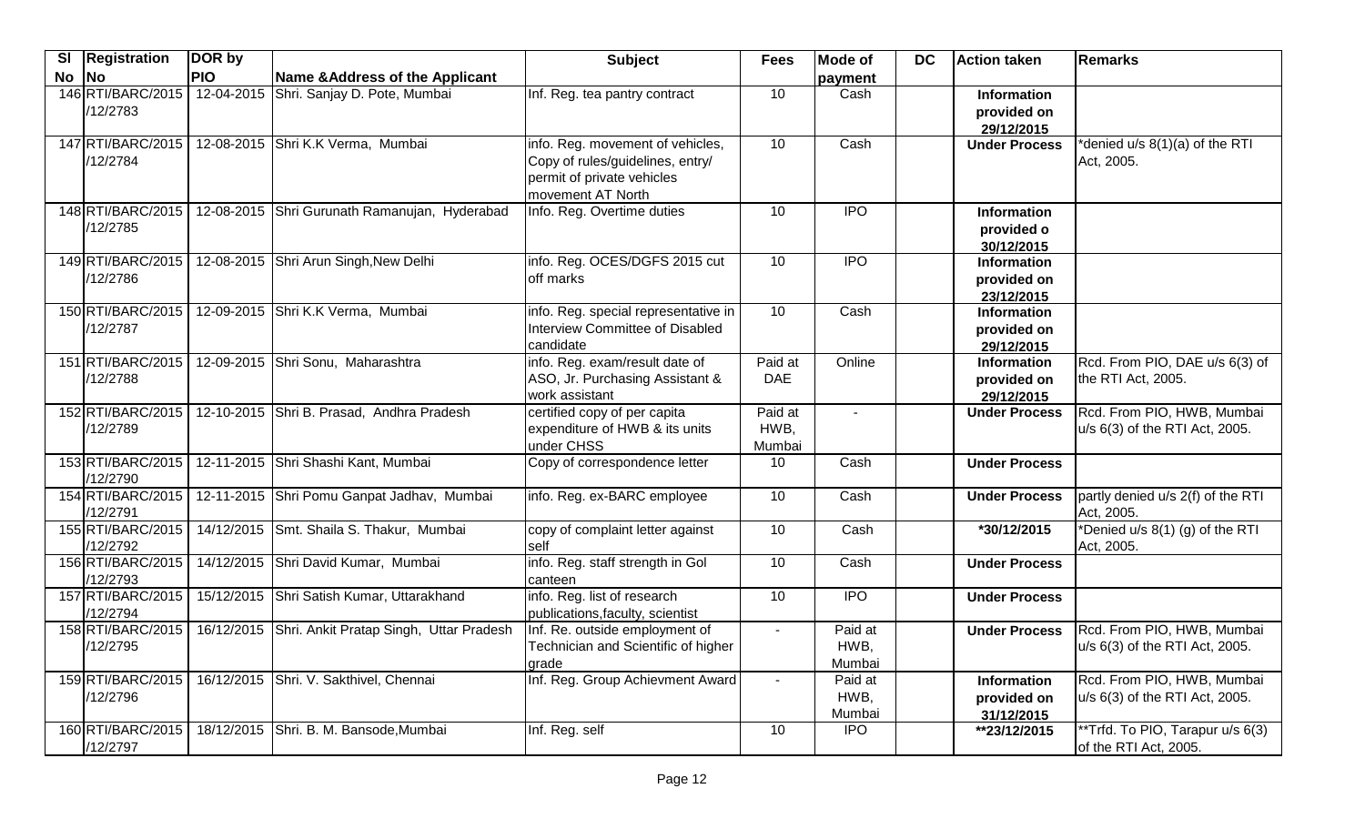| Sl No | Registration No | DOR by PIO | Name &Address of the Applicant | Subject | Fees | Mode of payment | DC | Action taken | Remarks |
|---|---|---|---|---|---|---|---|---|---|
| 146 | RTI/BARC/2015 /12/2783 | 12-04-2015 | Shri. Sanjay D. Pote, Mumbai | Inf. Reg. tea pantry contract | 10 | Cash | | **Information provided on 29/12/2015** | |
| 147 | RTI/BARC/2015 /12/2784 | 12-08-2015 | Shri K.K Verma, Mumbai | info. Reg. movement of vehicles, Copy of rules/guidelines, entry/ permit of private vehicles movement AT North | 10 | Cash | | **Under Process** | *denied u/s 8(1)(a) of the RTI Act, 2005. |
| 148 | RTI/BARC/2015 /12/2785 | 12-08-2015 | Shri Gurunath Ramanujan, Hyderabad | Info. Reg. Overtime duties | 10 | IPO | | **Information provided o 30/12/2015** | |
| 149 | RTI/BARC/2015 /12/2786 | 12-08-2015 | Shri Arun Singh,New Delhi | info. Reg. OCES/DGFS 2015 cut off marks | 10 | IPO | | **Information provided on 23/12/2015** | |
| 150 | RTI/BARC/2015 /12/2787 | 12-09-2015 | Shri K.K Verma, Mumbai | info. Reg. special representative in Interview Committee of Disabled candidate | 10 | Cash | | **Information provided on 29/12/2015** | |
| 151 | RTI/BARC/2015 /12/2788 | 12-09-2015 | Shri Sonu, Maharashtra | info. Reg. exam/result date of ASO, Jr. Purchasing Assistant & work assistant | Paid at DAE | Online | | **Information provided on 29/12/2015** | Rcd. From PIO, DAE u/s 6(3) of the RTI Act, 2005. |
| 152 | RTI/BARC/2015 /12/2789 | 12-10-2015 | Shri B. Prasad, Andhra Pradesh | certified copy of per capita expenditure of HWB & its units under CHSS | Paid at HWB, Mumbai | - | | **Under Process** | Rcd. From PIO, HWB, Mumbai u/s 6(3) of the RTI Act, 2005. |
| 153 | RTI/BARC/2015 /12/2790 | 12-11-2015 | Shri Shashi Kant, Mumbai | Copy of correspondence letter | 10 | Cash | | **Under Process** | |
| 154 | RTI/BARC/2015 /12/2791 | 12-11-2015 | Shri Pomu Ganpat Jadhav, Mumbai | info. Reg. ex-BARC employee | 10 | Cash | | **Under Process** | partly denied u/s 2(f) of the RTI Act, 2005. |
| 155 | RTI/BARC/2015 /12/2792 | 14/12/2015 | Smt. Shaila S. Thakur, Mumbai | copy of complaint letter against self | 10 | Cash | | **\*30/12/2015** | *Denied u/s 8(1) (g) of the RTI Act, 2005. |
| 156 | RTI/BARC/2015 /12/2793 | 14/12/2015 | Shri David Kumar, Mumbai | info. Reg. staff strength in GoI canteen | 10 | Cash | | **Under Process** | |
| 157 | RTI/BARC/2015 /12/2794 | 15/12/2015 | Shri Satish Kumar, Uttarakhand | info. Reg. list of research publications,faculty, scientist | 10 | IPO | | **Under Process** | |
| 158 | RTI/BARC/2015 /12/2795 | 16/12/2015 | Shri. Ankit Pratap Singh, Uttar Pradesh | Inf. Re. outside employment of Technician and Scientific of higher grade | - | Paid at HWB, Mumbai | | **Under Process** | Rcd. From PIO, HWB, Mumbai u/s 6(3) of the RTI Act, 2005. |
| 159 | RTI/BARC/2015 /12/2796 | 16/12/2015 | Shri. V. Sakthivel, Chennai | Inf. Reg. Group Achievment Award | - | Paid at HWB, Mumbai | | **Information provided on 31/12/2015** | Rcd. From PIO, HWB, Mumbai u/s 6(3) of the RTI Act, 2005. |
| 160 | RTI/BARC/2015 /12/2797 | 18/12/2015 | Shri. B. M. Bansode,Mumbai | Inf. Reg. self | 10 | IPO | | **\*\*23/12/2015** | **Trfd. To PIO, Tarapur u/s 6(3) of the RTI Act, 2005. |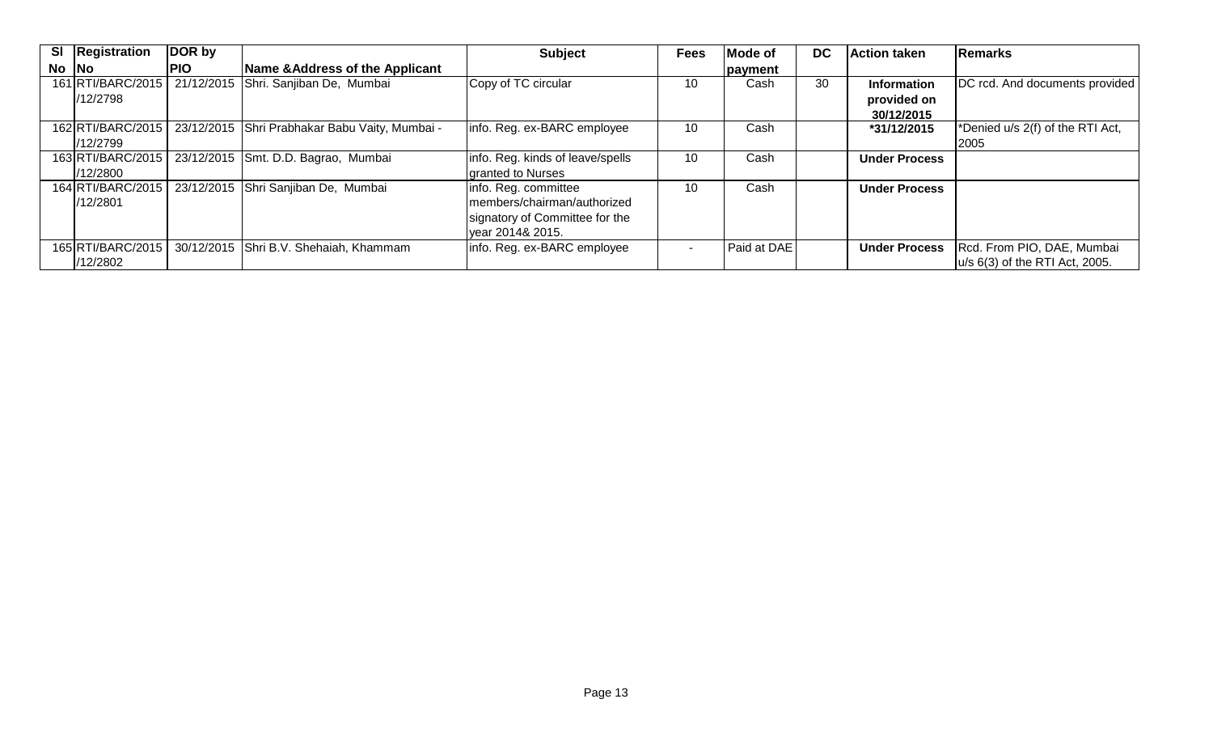| Sl No | Registration No | DOR by PIO | Name &Address of the Applicant | Subject | Fees | Mode of payment | DC | Action taken | Remarks |
|---|---|---|---|---|---|---|---|---|---|
| 161 | RTI/BARC/2015 /12/2798 | 21/12/2015 | Shri. Sanjiban De, Mumbai | Copy of TC circular | 10 | Cash | 30 | **Information provided on 30/12/2015** | DC rcd. And documents provided |
| 162 | RTI/BARC/2015 /12/2799 | 23/12/2015 | Shri Prabhakar Babu Vaity, Mumbai - | info. Reg. ex-BARC employee | 10 | Cash | | ***31/12/2015** | *Denied u/s 2(f) of the RTI Act, 2005 |
| 163 | RTI/BARC/2015 /12/2800 | 23/12/2015 | Smt. D.D. Bagrao, Mumbai | info. Reg. kinds of leave/spells granted to Nurses | 10 | Cash | | **Under Process** | |
| 164 | RTI/BARC/2015 /12/2801 | 23/12/2015 | Shri Sanjiban De, Mumbai | info. Reg. committee members/chairman/authorized signatory of Committee for the year 2014& 2015. | 10 | Cash | | **Under Process** | |
| 165 | RTI/BARC/2015 /12/2802 | 30/12/2015 | Shri B.V. Shehaiah, Khammam | info. Reg. ex-BARC employee | - | Paid at DAE | | **Under Process** | Rcd. From PIO, DAE, Mumbai u/s 6(3) of the RTI Act, 2005. |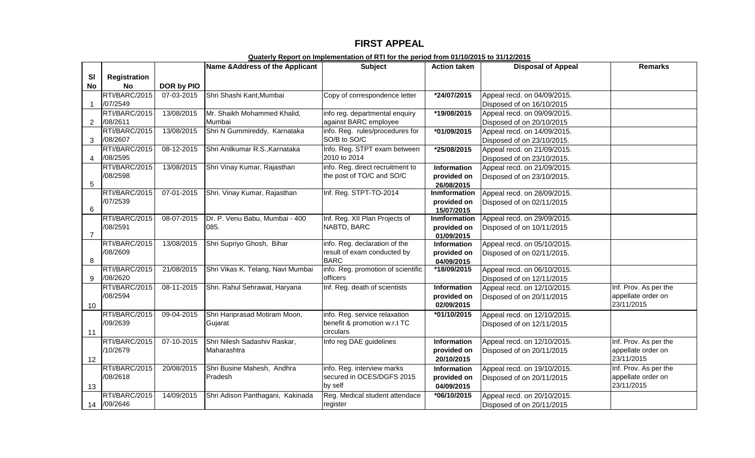# FIRST APPEAL

**Quaterly Report on Implementation of RTI for the period from 01/10/2015 to 31/12/2015**

| Sl No | Registration No | DOR by PIO | Name &Address of the Applicant | Subject | Action taken | Disposal of Appeal | Remarks |
|---|---|---|---|---|---|---|---|
| 1 | RTI/BARC/2015/07/2549 | 07-03-2015 | Shri Shashi Kant,Mumbai | Copy of correspondence letter | *24/07/2015 | Appeal recd. on 04/09/2015. Disposed of on 16/10/2015 | |
| 2 | RTI/BARC/2015/08/2611 | 13/08/2015 | Mr. Shaikh Mohammed Khalid, Mumbai | info reg. departmental enquiry against BARC employee | *19/08/2015 | Appeal recd. on 09/09/2015. Disposed of on 20/10/2015 | |
| 3 | RTI/BARC/2015/08/2607 | 13/08/2015 | Shri N Gummireddy, Karnataka | info. Reg. rules/procedures for SO/B to SO/C | *01/09/2015 | Appeal recd. on 14/09/2015. Disposed of on 23/10/2015. | |
| 4 | RTI/BARC/2015/08/2595 | 08-12-2015 | Shri Anilkumar R.S.,Karnataka | Info. Reg. STPT exam between 2010 to 2014 | *25/08/2015 | Appeal recd. on 21/09/2015. Disposed of on 23/10/2015. | |
| 5 | RTI/BARC/2015/08/2598 | 13/08/2015 | Shri Vinay Kumar, Rajasthan | info. Reg. direct recruitment to the post of TO/C and SO/C | **Information provided on 26/08/2015** | Appeal recd. on 21/09/2015. Disposed of on 23/10/2015. | |
| 6 | RTI/BARC/2015/07/2539 | 07-01-2015 | Shri. Vinay Kumar, Rajasthan | Inf. Reg. STPT-TO-2014 | **Inmformation provided on 15/07/2015** | Appeal recd. on 28/09/2015. Disposed of on 02/11/2015 | |
| 7 | RTI/BARC/2015/08/2591 | 08-07-2015 | Dr. P. Venu Babu, Mumbai - 400 085. | Inf. Reg. XII Plan Projects of NABTD, BARC | **Inmformation provided on 01/09/2015** | Appeal recd. on 29/09/2015. Disposed of on 10/11/2015 | |
| 8 | RTI/BARC/2015/08/2609 | 13/08/2015 | Shri Supriyo Ghosh, Bihar | info. Reg. declaration of the result of exam conducted by BARC | **Information provided on 04/09/2015** | Appeal recd. on 05/10/2015. Disposed of on 02/11/2015. | |
| 9 | RTI/BARC/2015/08/2620 | 21/08/2015 | Shri Vikas K. Telang, Navi Mumbai | info. Reg. promotion of scientific officers | *18/09/2015 | Appeal recd. on 06/10/2015. Disposed of on 12/11/2015 | |
| 10 | RTI/BARC/2015/08/2594 | 08-11-2015 | Shri. Rahul Sehrawat, Haryana | Inf. Reg. death of scientists | **Information provided on 02/09/2015** | Appeal recd. on 12/10/2015. Disposed of on 20/11/2015 | Inf. Prov. As per the appellate order on 23/11/2015 |
| 11 | RTI/BARC/2015/09/2639 | 09-04-2015 | Shri Hariprasad Motiram Moon, Gujarat | info. Reg. service relaxation benefit & promotion w.r.t TC circulars | *01/10/2015 | Appeal recd. on 12/10/2015. Disposed of on 12/11/2015 | |
| 12 | RTI/BARC/2015/10/2679 | 07-10-2015 | Shri Nilesh Sadashiv Raskar, Maharashtra | Info reg DAE guidelines | **Information provided on 20/10/2015** | Appeal recd. on 12/10/2015. Disposed of on 20/11/2015 | Inf. Prov. As per the appellate order on 23/11/2015 |
| 13 | RTI/BARC/2015/08/2618 | 20/08/2015 | Shri Busine Mahesh, Andhra Pradesh | info. Reg. interview marks secured in OCES/DGFS 2015 by self | **Information provided on 04/09/2015** | Appeal recd. on 19/10/2015. Disposed of on 20/11/2015 | Inf. Prov. As per the appellate order on 23/11/2015 |
| 14 | RTI/BARC/2015/09/2646 | 14/09/2015 | Shri Adison Panthagani, Kakinada | Reg. Medical student attendace register | *06/10/2015 | Appeal recd. on 20/10/2015. Disposed of on 20/11/2015 | |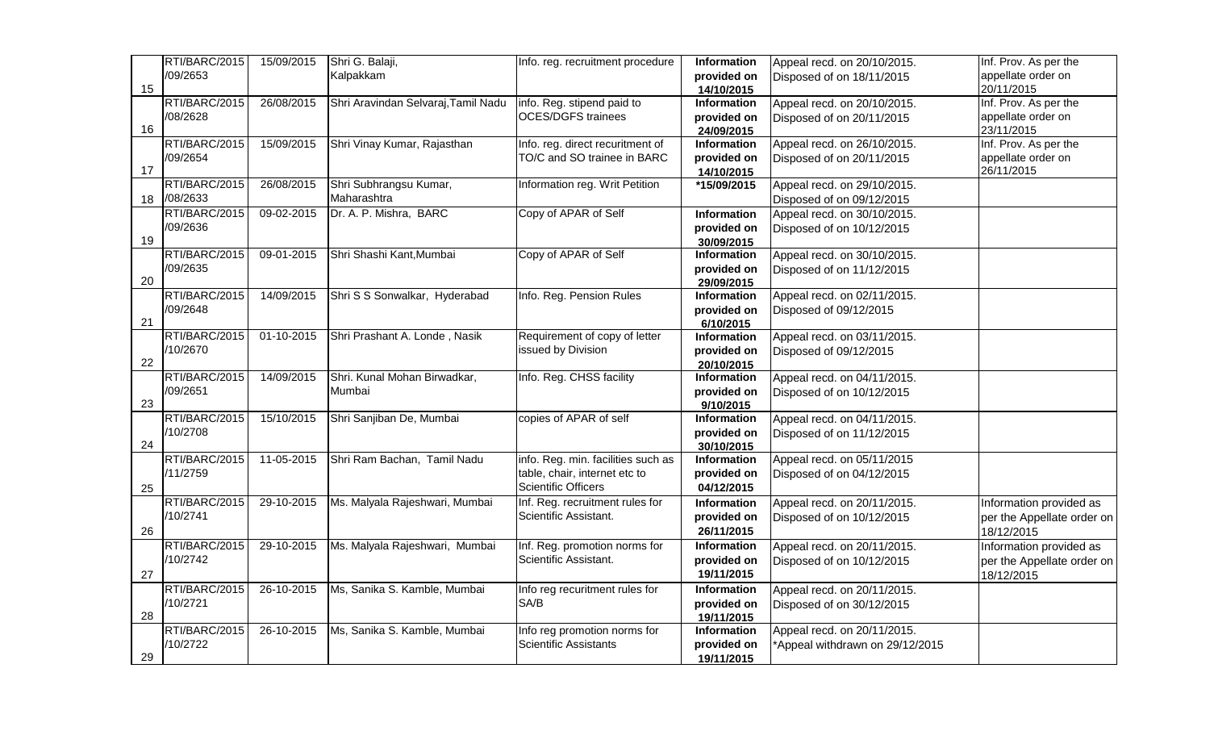| | | | | | | | |
|---|---|---|---|---|---|---|---|
| 15 | RTI/BARC/2015 /09/2653 | 15/09/2015 | Shri G. Balaji, Kalpakkam | Info. reg. recruitment procedure | **Information provided on 14/10/2015** | Appeal recd. on 20/10/2015. Disposed of on 18/11/2015 | Inf. Prov. As per the appellate order on 20/11/2015 |
| 16 | RTI/BARC/2015 /08/2628 | 26/08/2015 | Shri Aravindan Selvaraj,Tamil Nadu | info. Reg. stipend paid to OCES/DGFS trainees | **Information provided on 24/09/2015** | Appeal recd. on 20/10/2015. Disposed of on 20/11/2015 | Inf. Prov. As per the appellate order on 23/11/2015 |
| 17 | RTI/BARC/2015 /09/2654 | 15/09/2015 | Shri Vinay Kumar, Rajasthan | Info. reg. direct recuritment of TO/C and SO trainee in BARC | **Information provided on 14/10/2015** | Appeal recd. on 26/10/2015. Disposed of on 20/11/2015 | Inf. Prov. As per the appellate order on 26/11/2015 |
| 18 | RTI/BARC/2015 /08/2633 | 26/08/2015 | Shri Subhrangsu Kumar, Maharashtra | Information reg. Writ Petition | **\*15/09/2015** | Appeal recd. on 29/10/2015. Disposed of on 09/12/2015 | |
| 19 | RTI/BARC/2015 /09/2636 | 09-02-2015 | Dr. A. P. Mishra, BARC | Copy of APAR of Self | **Information provided on 30/09/2015** | Appeal recd. on 30/10/2015. Disposed of on 10/12/2015 | |
| 20 | RTI/BARC/2015 /09/2635 | 09-01-2015 | Shri Shashi Kant,Mumbai | Copy of APAR of Self | **Information provided on 29/09/2015** | Appeal recd. on 30/10/2015. Disposed of on 11/12/2015 | |
| 21 | RTI/BARC/2015 /09/2648 | 14/09/2015 | Shri S S Sonwalkar, Hyderabad | Info. Reg. Pension Rules | **Information provided on 6/10/2015** | Appeal recd. on 02/11/2015. Disposed of 09/12/2015 | |
| 22 | RTI/BARC/2015 /10/2670 | 01-10-2015 | Shri Prashant A. Londe , Nasik | Requirement of copy of letter issued by Division | **Information provided on 20/10/2015** | Appeal recd. on 03/11/2015. Disposed of 09/12/2015 | |
| 23 | RTI/BARC/2015 /09/2651 | 14/09/2015 | Shri. Kunal Mohan Birwadkar, Mumbai | Info. Reg. CHSS facility | **Information provided on 9/10/2015** | Appeal recd. on 04/11/2015. Disposed of on 10/12/2015 | |
| 24 | RTI/BARC/2015 /10/2708 | 15/10/2015 | Shri Sanjiban De, Mumbai | copies of APAR of self | **Information provided on 30/10/2015** | Appeal recd. on 04/11/2015. Disposed of on 11/12/2015 | |
| 25 | RTI/BARC/2015 /11/2759 | 11-05-2015 | Shri Ram Bachan, Tamil Nadu | info. Reg. min. facilities such as table, chair, internet etc to Scientific Officers | **Information provided on 04/12/2015** | Appeal recd. on 05/11/2015 Disposed of on 04/12/2015 | |
| 26 | RTI/BARC/2015 /10/2741 | 29-10-2015 | Ms. Malyala Rajeshwari, Mumbai | Inf. Reg. recruitment rules for Scientific Assistant. | **Information provided on 26/11/2015** | Appeal recd. on 20/11/2015. Disposed of on 10/12/2015 | Information provided as per the Appellate order on 18/12/2015 |
| 27 | RTI/BARC/2015 /10/2742 | 29-10-2015 | Ms. Malyala Rajeshwari, Mumbai | Inf. Reg. promotion norms for Scientific Assistant. | **Information provided on 19/11/2015** | Appeal recd. on 20/11/2015. Disposed of on 10/12/2015 | Information provided as per the Appellate order on 18/12/2015 |
| 28 | RTI/BARC/2015 /10/2721 | 26-10-2015 | Ms, Sanika S. Kamble, Mumbai | Info reg recuritment rules for SA/B | **Information provided on 19/11/2015** | Appeal recd. on 20/11/2015. Disposed of on 30/12/2015 | |
| 29 | RTI/BARC/2015 /10/2722 | 26-10-2015 | Ms, Sanika S. Kamble, Mumbai | Info reg promotion norms for Scientific Assistants | **Information provided on 19/11/2015** | Appeal recd. on 20/11/2015. \*Appeal withdrawn on 29/12/2015 | |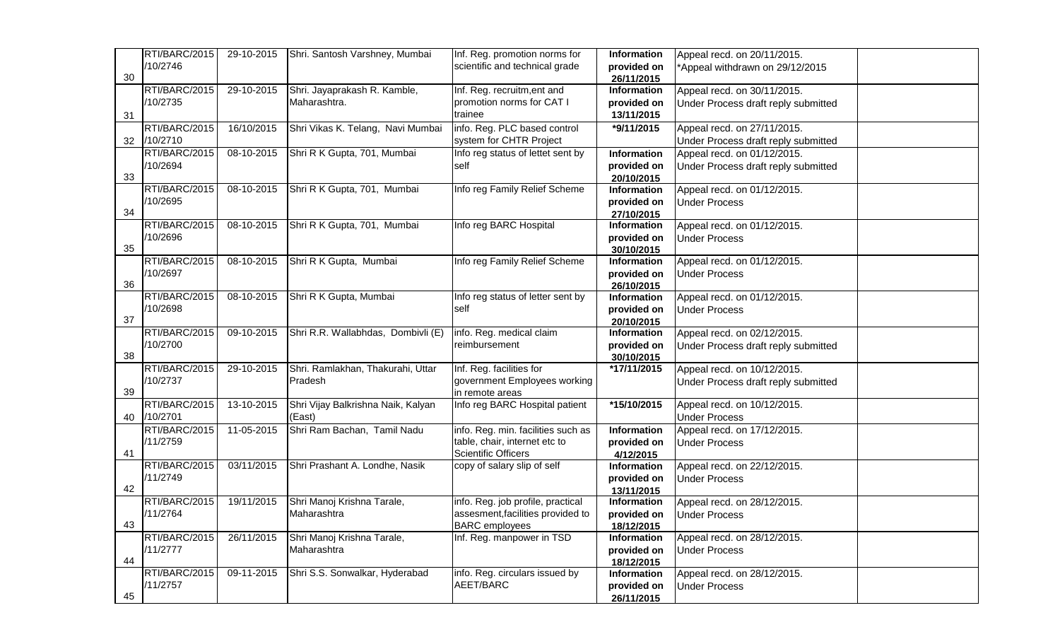| 30 | RTI/BARC/2015 /10/2746 | 29-10-2015 | Shri. Santosh Varshney, Mumbai | Inf. Reg. promotion norms for scientific and technical grade | **Information provided on 26/11/2015** | Appeal recd. on 20/11/2015. *Appeal withdrawn on 29/12/2015 | |
|---|---|---|---|---|---|---|---|
| 31 | RTI/BARC/2015 /10/2735 | 29-10-2015 | Shri. Jayaprakash R. Kamble, Maharashtra. | Inf. Reg. recruitm,ent and promotion norms for CAT I trainee | **Information provided on 13/11/2015** | Appeal recd. on 30/11/2015. Under Process draft reply submitted | |
| 32 | RTI/BARC/2015 /10/2710 | 16/10/2015 | Shri Vikas K. Telang, Navi Mumbai | info. Reg. PLC based control system for CHTR Project | ***9/11/2015** | Appeal recd. on 27/11/2015. Under Process draft reply submitted | |
| 33 | RTI/BARC/2015 /10/2694 | 08-10-2015 | Shri R K Gupta, 701, Mumbai | Info reg status of lettet sent by self | **Information provided on 20/10/2015** | Appeal recd. on 01/12/2015. Under Process draft reply submitted | |
| 34 | RTI/BARC/2015 /10/2695 | 08-10-2015 | Shri R K Gupta, 701, Mumbai | Info reg Family Relief Scheme | **Information provided on 27/10/2015** | Appeal recd. on 01/12/2015. Under Process | |
| 35 | RTI/BARC/2015 /10/2696 | 08-10-2015 | Shri R K Gupta, 701, Mumbai | Info reg BARC Hospital | **Information provided on 30/10/2015** | Appeal recd. on 01/12/2015. Under Process | |
| 36 | RTI/BARC/2015 /10/2697 | 08-10-2015 | Shri R K Gupta, Mumbai | Info reg Family Relief Scheme | **Information provided on 26/10/2015** | Appeal recd. on 01/12/2015. Under Process | |
| 37 | RTI/BARC/2015 /10/2698 | 08-10-2015 | Shri R K Gupta, Mumbai | Info reg status of letter sent by self | **Information provided on 20/10/2015** | Appeal recd. on 01/12/2015. Under Process | |
| 38 | RTI/BARC/2015 /10/2700 | 09-10-2015 | Shri R.R. Wallabhdas, Dombivli (E) | info. Reg. medical claim reimbursement | **Information provided on 30/10/2015** | Appeal recd. on 02/12/2015. Under Process draft reply submitted | |
| 39 | RTI/BARC/2015 /10/2737 | 29-10-2015 | Shri. Ramlakhan, Thakurahi, Uttar Pradesh | Inf. Reg. facilities for government Employees working in remote areas | ***17/11/2015** | Appeal recd. on 10/12/2015. Under Process draft reply submitted | |
| 40 | RTI/BARC/2015 /10/2701 | 13-10-2015 | Shri Vijay Balkrishna Naik, Kalyan (East) | Info reg BARC Hospital patient | ***15/10/2015** | Appeal recd. on 10/12/2015. Under Process | |
| 41 | RTI/BARC/2015 /11/2759 | 11-05-2015 | Shri Ram Bachan, Tamil Nadu | info. Reg. min. facilities such as table, chair, internet etc to Scientific Officers | **Information provided on 4/12/2015** | Appeal recd. on 17/12/2015. Under Process | |
| 42 | RTI/BARC/2015 /11/2749 | 03/11/2015 | Shri Prashant A. Londhe, Nasik | copy of salary slip of self | **Information provided on 13/11/2015** | Appeal recd. on 22/12/2015. Under Process | |
| 43 | RTI/BARC/2015 /11/2764 | 19/11/2015 | Shri Manoj Krishna Tarale, Maharashtra | info. Reg. job profile, practical assesment,facilities provided to BARC employees | **Information provided on 18/12/2015** | Appeal recd. on 28/12/2015. Under Process | |
| 44 | RTI/BARC/2015 /11/2777 | 26/11/2015 | Shri Manoj Krishna Tarale, Maharashtra | Inf. Reg. manpower in TSD | **Information provided on 18/12/2015** | Appeal recd. on 28/12/2015. Under Process | |
| 45 | RTI/BARC/2015 /11/2757 | 09-11-2015 | Shri S.S. Sonwalkar, Hyderabad | info. Reg. circulars issued by AEET/BARC | **Information provided on 26/11/2015** | Appeal recd. on 28/12/2015. Under Process | |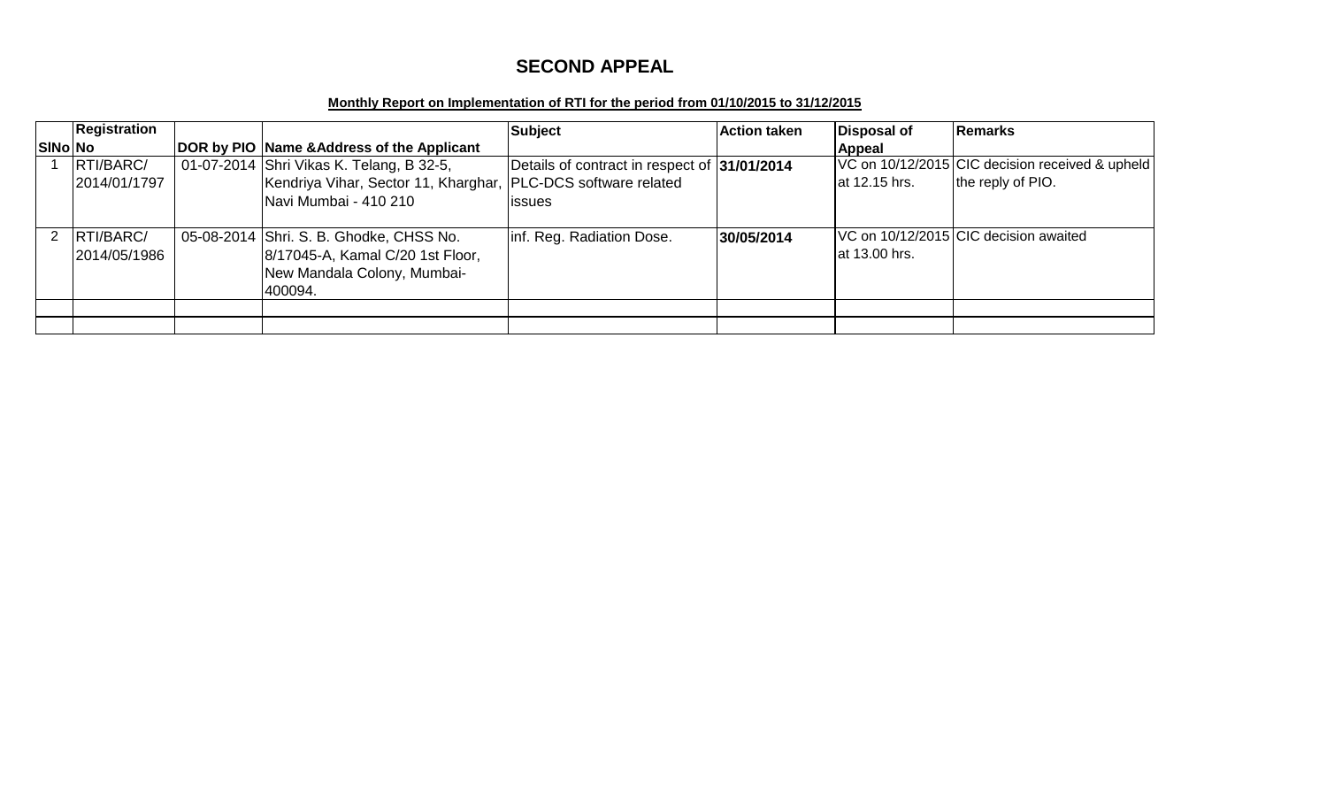# SECOND APPEAL

**Monthly Report on Implementation of RTI for the period from 01/10/2015 to 31/12/2015**

| SlNo | Registration No | DOR by PIO | Name &Address of the Applicant | Subject | Action taken | Disposal of Appeal | Remarks |
|---|---|---|---|---|---|---|---|
| 1 | RTI/BARC/ 2014/01/1797 | 01-07-2014 | Shri Vikas K. Telang, B 32-5, Kendriya Vihar, Sector 11, Kharghar, Navi Mumbai - 410 210 | Details of contract in respect of PLC-DCS software related issues | **31/01/2014** | VC on 10/12/2015 at 12.15 hrs. | CIC decision received & upheld the reply of PIO. |
| 2 | RTI/BARC/ 2014/05/1986 | 05-08-2014 | Shri. S. B. Ghodke, CHSS No. 8/17045-A, Kamal C/20 1st Floor, New Mandala Colony, Mumbai-400094. | inf. Reg. Radiation Dose. | **30/05/2014** | VC on 10/12/2015 at 13.00 hrs. | CIC decision awaited |
| | | | | | | | |
| | | | | | | | |